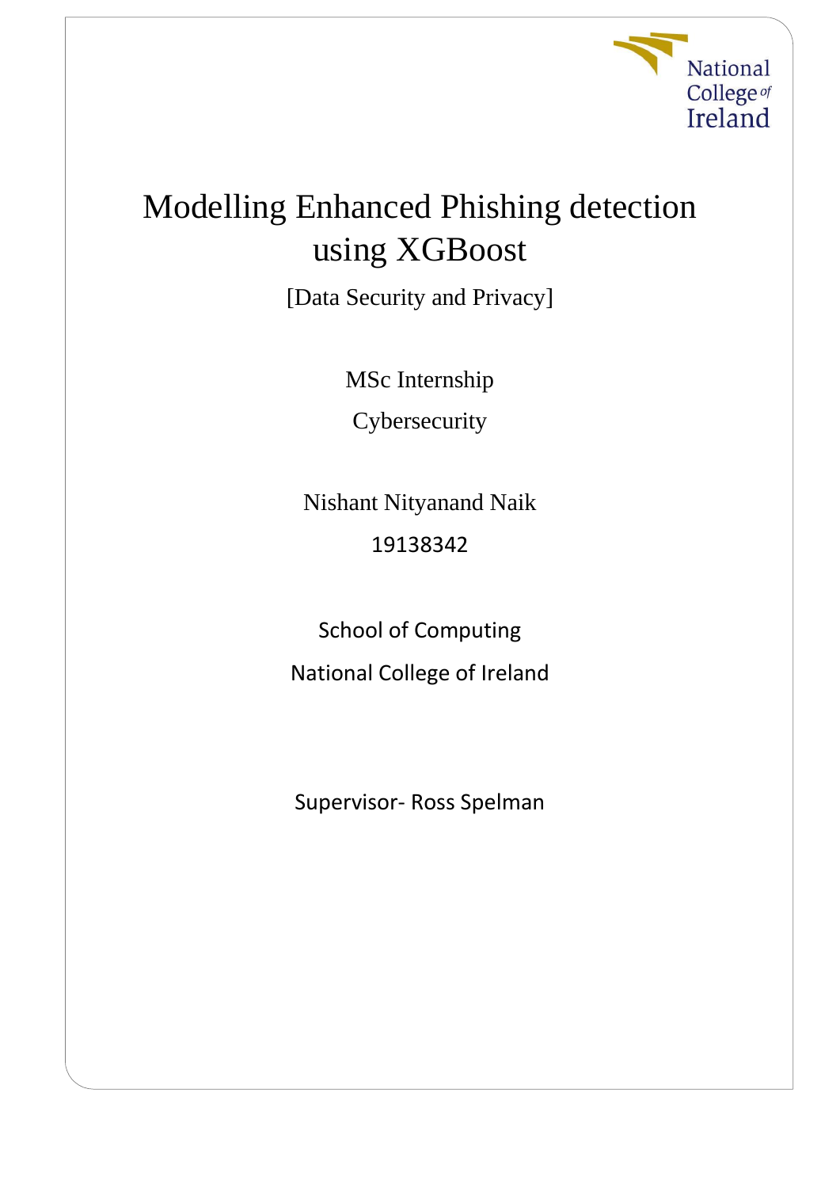National College of Ireland

# Modelling Enhanced Phishing detection using XGBoost

[Data Security and Privacy]

MSc Internship

Cybersecurity

Nishant Nityanand Naik

19138342

School of Computing

National College of Ireland

Supervisor- Ross Spelman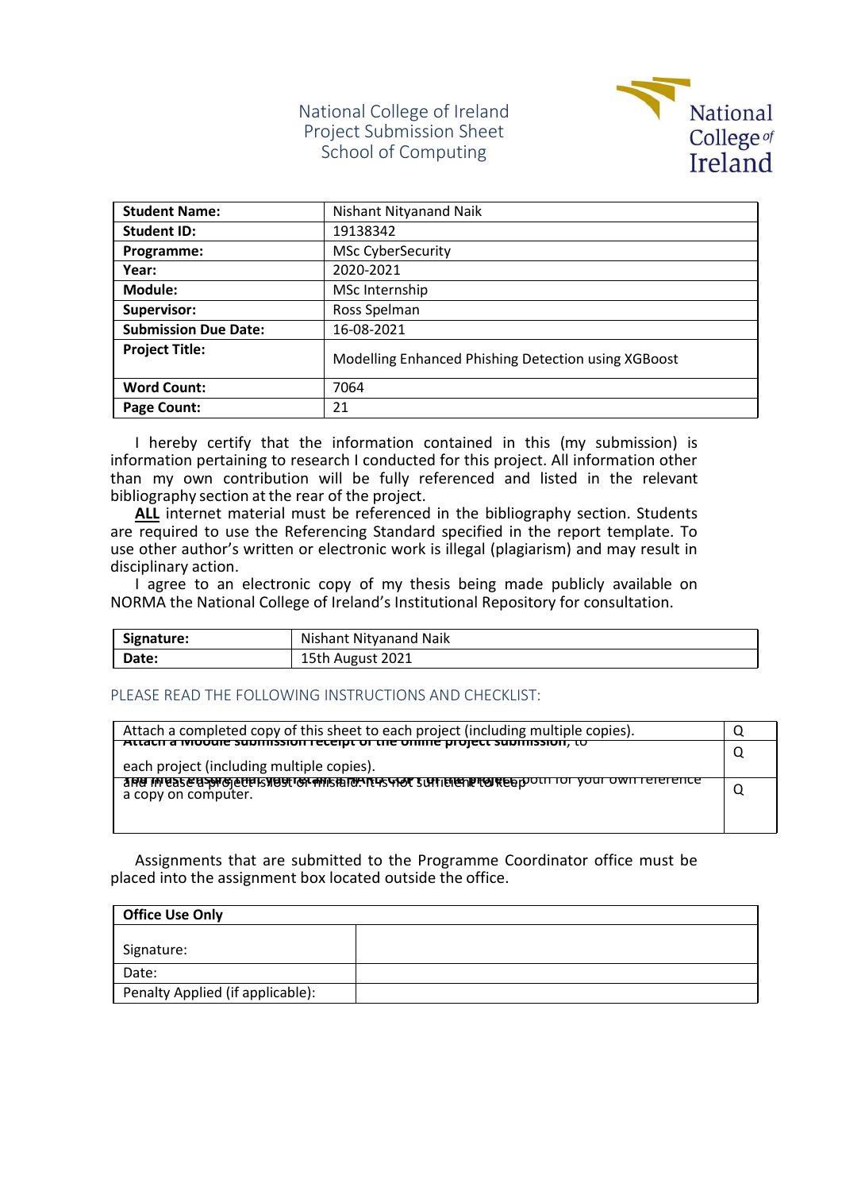National College of Ireland
Project Submission Sheet
School of Computing

National College of Ireland

| | |
|---|---|
| **Student Name:** | Nishant Nityanand Naik |
| **Student ID:** | 19138342 |
| **Programme:** | MSc CyberSecurity |
| **Year:** | 2020-2021 |
| **Module:** | MSc Internship |
| **Supervisor:** | Ross Spelman |
| **Submission Due Date:** | 16-08-2021 |
| **Project Title:** | Modelling Enhanced Phishing Detection using XGBoost |
| **Word Count:** | 7064 |
| **Page Count:** | 21 |

I hereby certify that the information contained in this (my submission) is information pertaining to research I conducted for this project. All information other than my own contribution will be fully referenced and listed in the relevant bibliography section at the rear of the project.

**ALL** internet material must be referenced in the bibliography section. Students are required to use the Referencing Standard specified in the report template. To use other author's written or electronic work is illegal (plagiarism) and may result in disciplinary action.

I agree to an electronic copy of my thesis being made publicly available on NORMA the National College of Ireland's Institutional Repository for consultation.

| | |
|---|---|
| **Signature:** | Nishant Nityanand Naik |
| **Date:** | 15th August 2021 |

PLEASE READ THE FOLLOWING INSTRUCTIONS AND CHECKLIST:

| | |
|---|---|
| Attach a completed copy of this sheet to each project (including multiple copies). | Q |
| **Attach a Moodle submission receipt of the online project submission,** to each project (including multiple copies). | Q |
| **You must ensure that you retain a HARD COPY of the project,** both for your own reference and in case a project is lost or mislaid. It is not sufficient to keep a copy on computer. | Q |

Assignments that are submitted to the Programme Coordinator office must be placed into the assignment box located outside the office.

| **Office Use Only** | |
|---|---|
| Signature: | |
| Date: | |
| Penalty Applied (if applicable): | |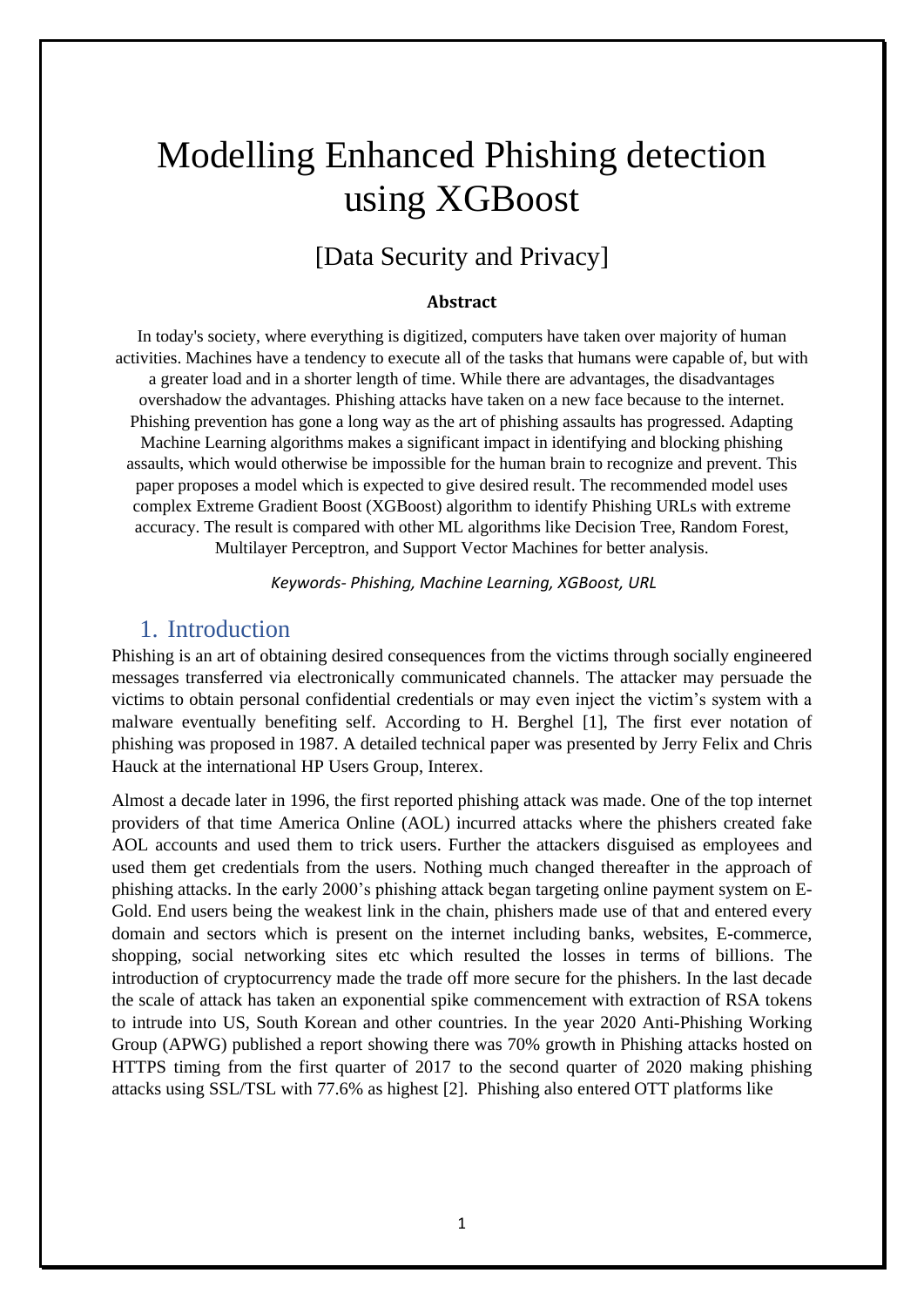# Modelling Enhanced Phishing detection using XGBoost

## [Data Security and Privacy]

**Abstract**

In today's society, where everything is digitized, computers have taken over majority of human activities. Machines have a tendency to execute all of the tasks that humans were capable of, but with a greater load and in a shorter length of time. While there are advantages, the disadvantages overshadow the advantages. Phishing attacks have taken on a new face because to the internet. Phishing prevention has gone a long way as the art of phishing assaults has progressed. Adapting Machine Learning algorithms makes a significant impact in identifying and blocking phishing assaults, which would otherwise be impossible for the human brain to recognize and prevent. This paper proposes a model which is expected to give desired result. The recommended model uses complex Extreme Gradient Boost (XGBoost) algorithm to identify Phishing URLs with extreme accuracy. The result is compared with other ML algorithms like Decision Tree, Random Forest, Multilayer Perceptron, and Support Vector Machines for better analysis.

*Keywords- Phishing, Machine Learning, XGBoost, URL*

## 1. Introduction

Phishing is an art of obtaining desired consequences from the victims through socially engineered messages transferred via electronically communicated channels. The attacker may persuade the victims to obtain personal confidential credentials or may even inject the victim's system with a malware eventually benefiting self. According to H. Berghel [1], The first ever notation of phishing was proposed in 1987. A detailed technical paper was presented by Jerry Felix and Chris Hauck at the international HP Users Group, Interex.

Almost a decade later in 1996, the first reported phishing attack was made. One of the top internet providers of that time America Online (AOL) incurred attacks where the phishers created fake AOL accounts and used them to trick users. Further the attackers disguised as employees and used them get credentials from the users. Nothing much changed thereafter in the approach of phishing attacks. In the early 2000's phishing attack began targeting online payment system on E-Gold. End users being the weakest link in the chain, phishers made use of that and entered every domain and sectors which is present on the internet including banks, websites, E-commerce, shopping, social networking sites etc which resulted the losses in terms of billions. The introduction of cryptocurrency made the trade off more secure for the phishers. In the last decade the scale of attack has taken an exponential spike commencement with extraction of RSA tokens to intrude into US, South Korean and other countries. In the year 2020 Anti-Phishing Working Group (APWG) published a report showing there was 70% growth in Phishing attacks hosted on HTTPS timing from the first quarter of 2017 to the second quarter of 2020 making phishing attacks using SSL/TSL with 77.6% as highest [2]. Phishing also entered OTT platforms like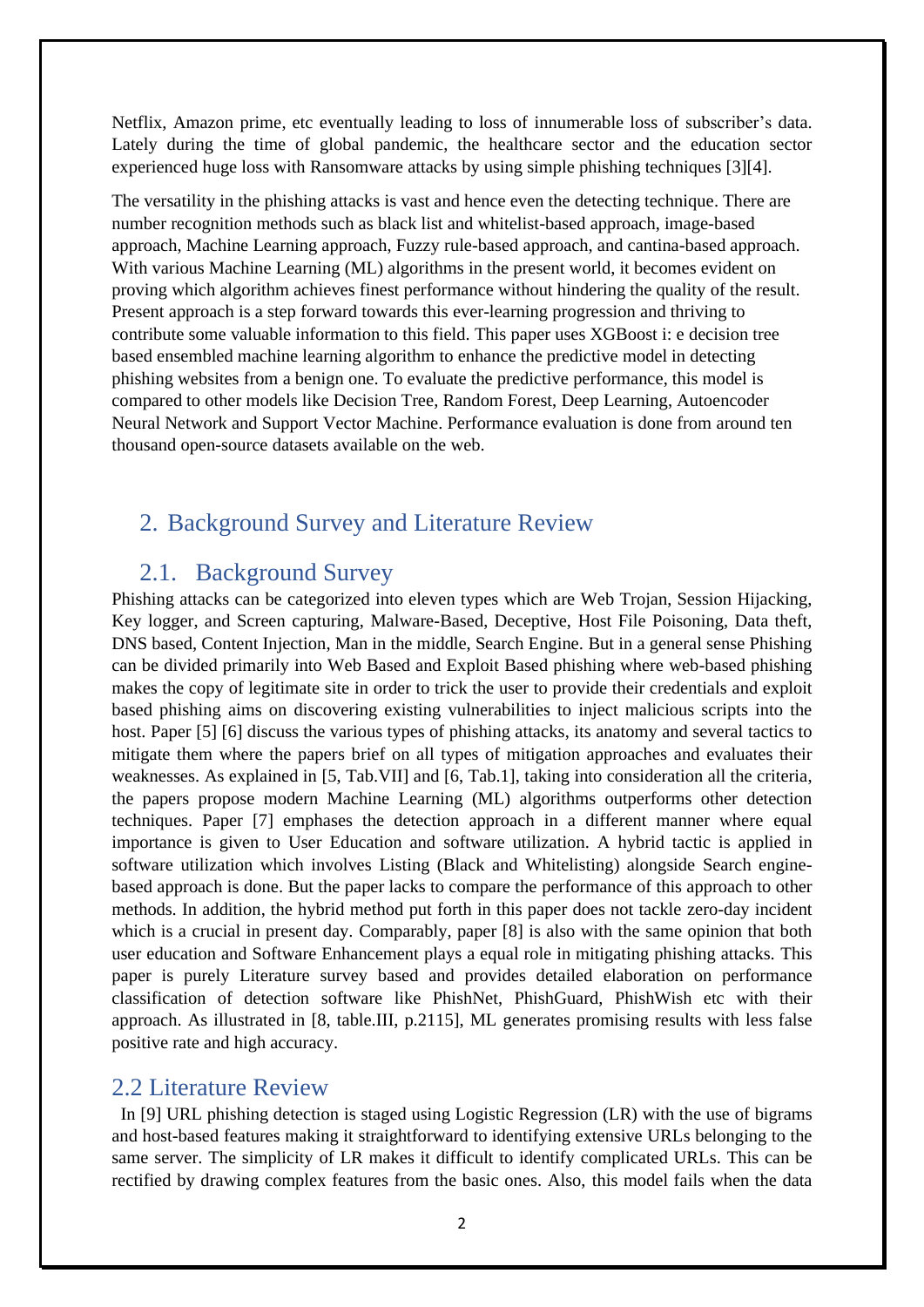Netflix, Amazon prime, etc eventually leading to loss of innumerable loss of subscriber's data. Lately during the time of global pandemic, the healthcare sector and the education sector experienced huge loss with Ransomware attacks by using simple phishing techniques [3][4].

The versatility in the phishing attacks is vast and hence even the detecting technique. There are number recognition methods such as black list and whitelist-based approach, image-based approach, Machine Learning approach, Fuzzy rule-based approach, and cantina-based approach. With various Machine Learning (ML) algorithms in the present world, it becomes evident on proving which algorithm achieves finest performance without hindering the quality of the result. Present approach is a step forward towards this ever-learning progression and thriving to contribute some valuable information to this field. This paper uses XGBoost i: e decision tree based ensembled machine learning algorithm to enhance the predictive model in detecting phishing websites from a benign one. To evaluate the predictive performance, this model is compared to other models like Decision Tree, Random Forest, Deep Learning, Autoencoder Neural Network and Support Vector Machine. Performance evaluation is done from around ten thousand open-source datasets available on the web.

## 2. Background Survey and Literature Review

### 2.1. Background Survey

Phishing attacks can be categorized into eleven types which are Web Trojan, Session Hijacking, Key logger, and Screen capturing, Malware-Based, Deceptive, Host File Poisoning, Data theft, DNS based, Content Injection, Man in the middle, Search Engine. But in a general sense Phishing can be divided primarily into Web Based and Exploit Based phishing where web-based phishing makes the copy of legitimate site in order to trick the user to provide their credentials and exploit based phishing aims on discovering existing vulnerabilities to inject malicious scripts into the host. Paper [5] [6] discuss the various types of phishing attacks, its anatomy and several tactics to mitigate them where the papers brief on all types of mitigation approaches and evaluates their weaknesses. As explained in [5, Tab.VII] and [6, Tab.1], taking into consideration all the criteria, the papers propose modern Machine Learning (ML) algorithms outperforms other detection techniques. Paper [7] emphases the detection approach in a different manner where equal importance is given to User Education and software utilization. A hybrid tactic is applied in software utilization which involves Listing (Black and Whitelisting) alongside Search engine-based approach is done. But the paper lacks to compare the performance of this approach to other methods. In addition, the hybrid method put forth in this paper does not tackle zero-day incident which is a crucial in present day. Comparably, paper [8] is also with the same opinion that both user education and Software Enhancement plays a equal role in mitigating phishing attacks. This paper is purely Literature survey based and provides detailed elaboration on performance classification of detection software like PhishNet, PhishGuard, PhishWish etc with their approach. As illustrated in [8, table.III, p.2115], ML generates promising results with less false positive rate and high accuracy.

### 2.2 Literature Review

In [9] URL phishing detection is staged using Logistic Regression (LR) with the use of bigrams and host-based features making it straightforward to identifying extensive URLs belonging to the same server. The simplicity of LR makes it difficult to identify complicated URLs. This can be rectified by drawing complex features from the basic ones. Also, this model fails when the data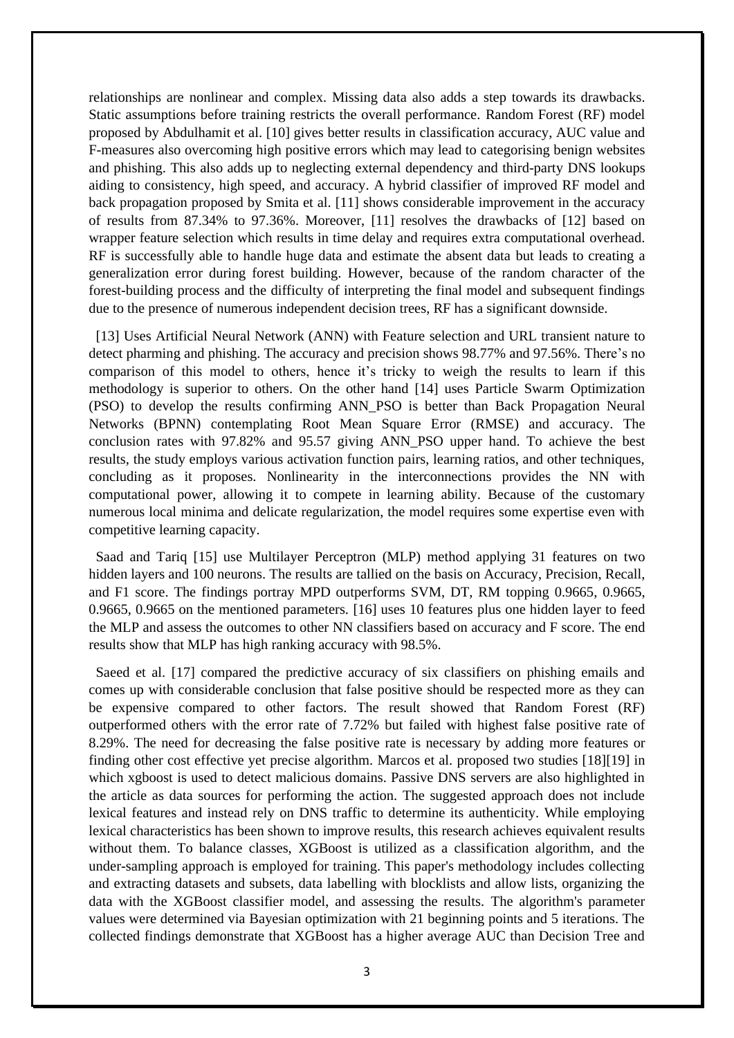relationships are nonlinear and complex. Missing data also adds a step towards its drawbacks. Static assumptions before training restricts the overall performance. Random Forest (RF) model proposed by Abdulhamit et al. [10] gives better results in classification accuracy, AUC value and F-measures also overcoming high positive errors which may lead to categorising benign websites and phishing. This also adds up to neglecting external dependency and third-party DNS lookups aiding to consistency, high speed, and accuracy. A hybrid classifier of improved RF model and back propagation proposed by Smita et al. [11] shows considerable improvement in the accuracy of results from 87.34% to 97.36%. Moreover, [11] resolves the drawbacks of [12] based on wrapper feature selection which results in time delay and requires extra computational overhead. RF is successfully able to handle huge data and estimate the absent data but leads to creating a generalization error during forest building. However, because of the random character of the forest-building process and the difficulty of interpreting the final model and subsequent findings due to the presence of numerous independent decision trees, RF has a significant downside.

[13] Uses Artificial Neural Network (ANN) with Feature selection and URL transient nature to detect pharming and phishing. The accuracy and precision shows 98.77% and 97.56%. There's no comparison of this model to others, hence it's tricky to weigh the results to learn if this methodology is superior to others. On the other hand [14] uses Particle Swarm Optimization (PSO) to develop the results confirming ANN_PSO is better than Back Propagation Neural Networks (BPNN) contemplating Root Mean Square Error (RMSE) and accuracy. The conclusion rates with 97.82% and 95.57 giving ANN_PSO upper hand. To achieve the best results, the study employs various activation function pairs, learning ratios, and other techniques, concluding as it proposes. Nonlinearity in the interconnections provides the NN with computational power, allowing it to compete in learning ability. Because of the customary numerous local minima and delicate regularization, the model requires some expertise even with competitive learning capacity.

Saad and Tariq [15] use Multilayer Perceptron (MLP) method applying 31 features on two hidden layers and 100 neurons. The results are tallied on the basis on Accuracy, Precision, Recall, and F1 score. The findings portray MPD outperforms SVM, DT, RM topping 0.9665, 0.9665, 0.9665, 0.9665 on the mentioned parameters. [16] uses 10 features plus one hidden layer to feed the MLP and assess the outcomes to other NN classifiers based on accuracy and F score. The end results show that MLP has high ranking accuracy with 98.5%.

Saeed et al. [17] compared the predictive accuracy of six classifiers on phishing emails and comes up with considerable conclusion that false positive should be respected more as they can be expensive compared to other factors. The result showed that Random Forest (RF) outperformed others with the error rate of 7.72% but failed with highest false positive rate of 8.29%. The need for decreasing the false positive rate is necessary by adding more features or finding other cost effective yet precise algorithm. Marcos et al. proposed two studies [18][19] in which xgboost is used to detect malicious domains. Passive DNS servers are also highlighted in the article as data sources for performing the action. The suggested approach does not include lexical features and instead rely on DNS traffic to determine its authenticity. While employing lexical characteristics has been shown to improve results, this research achieves equivalent results without them. To balance classes, XGBoost is utilized as a classification algorithm, and the under-sampling approach is employed for training. This paper's methodology includes collecting and extracting datasets and subsets, data labelling with blocklists and allow lists, organizing the data with the XGBoost classifier model, and assessing the results. The algorithm's parameter values were determined via Bayesian optimization with 21 beginning points and 5 iterations. The collected findings demonstrate that XGBoost has a higher average AUC than Decision Tree and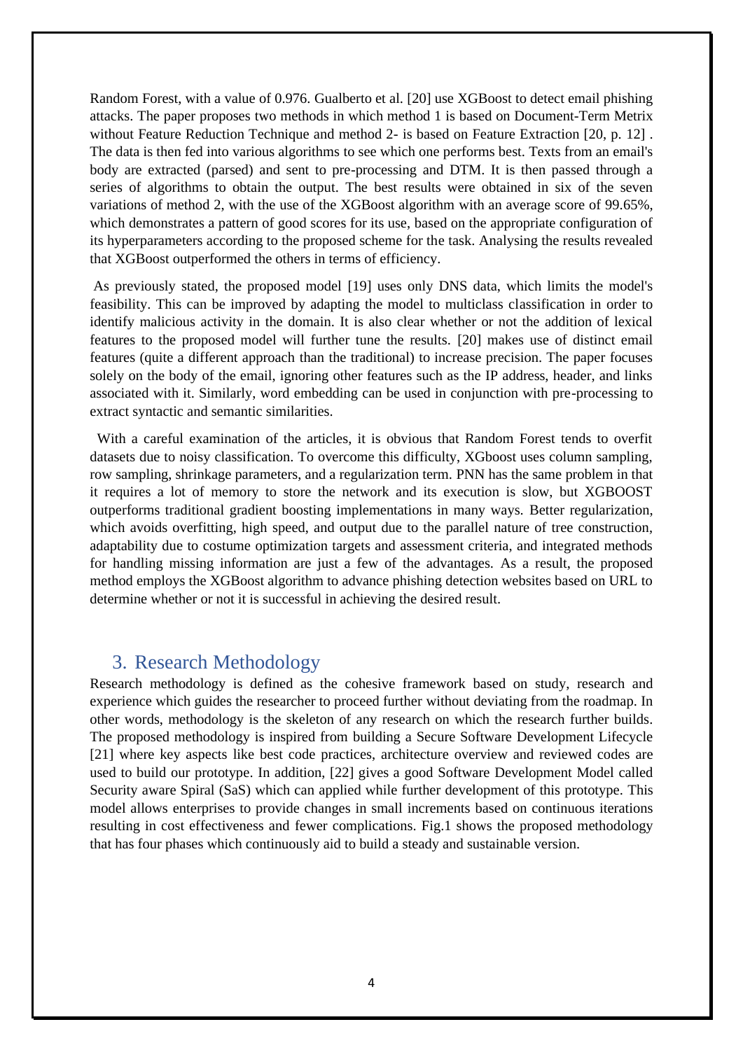Random Forest, with a value of 0.976. Gualberto et al. [20] use XGBoost to detect email phishing attacks. The paper proposes two methods in which method 1 is based on Document-Term Metrix without Feature Reduction Technique and method 2- is based on Feature Extraction [20, p. 12] . The data is then fed into various algorithms to see which one performs best. Texts from an email's body are extracted (parsed) and sent to pre-processing and DTM. It is then passed through a series of algorithms to obtain the output. The best results were obtained in six of the seven variations of method 2, with the use of the XGBoost algorithm with an average score of 99.65%, which demonstrates a pattern of good scores for its use, based on the appropriate configuration of its hyperparameters according to the proposed scheme for the task. Analysing the results revealed that XGBoost outperformed the others in terms of efficiency.

As previously stated, the proposed model [19] uses only DNS data, which limits the model's feasibility. This can be improved by adapting the model to multiclass classification in order to identify malicious activity in the domain. It is also clear whether or not the addition of lexical features to the proposed model will further tune the results. [20] makes use of distinct email features (quite a different approach than the traditional) to increase precision. The paper focuses solely on the body of the email, ignoring other features such as the IP address, header, and links associated with it. Similarly, word embedding can be used in conjunction with pre-processing to extract syntactic and semantic similarities.

With a careful examination of the articles, it is obvious that Random Forest tends to overfit datasets due to noisy classification. To overcome this difficulty, XGboost uses column sampling, row sampling, shrinkage parameters, and a regularization term. PNN has the same problem in that it requires a lot of memory to store the network and its execution is slow, but XGBOOST outperforms traditional gradient boosting implementations in many ways. Better regularization, which avoids overfitting, high speed, and output due to the parallel nature of tree construction, adaptability due to costume optimization targets and assessment criteria, and integrated methods for handling missing information are just a few of the advantages. As a result, the proposed method employs the XGBoost algorithm to advance phishing detection websites based on URL to determine whether or not it is successful in achieving the desired result.

## 3. Research Methodology

Research methodology is defined as the cohesive framework based on study, research and experience which guides the researcher to proceed further without deviating from the roadmap. In other words, methodology is the skeleton of any research on which the research further builds. The proposed methodology is inspired from building a Secure Software Development Lifecycle [21] where key aspects like best code practices, architecture overview and reviewed codes are used to build our prototype. In addition, [22] gives a good Software Development Model called Security aware Spiral (SaS) which can applied while further development of this prototype. This model allows enterprises to provide changes in small increments based on continuous iterations resulting in cost effectiveness and fewer complications. Fig.1 shows the proposed methodology that has four phases which continuously aid to build a steady and sustainable version.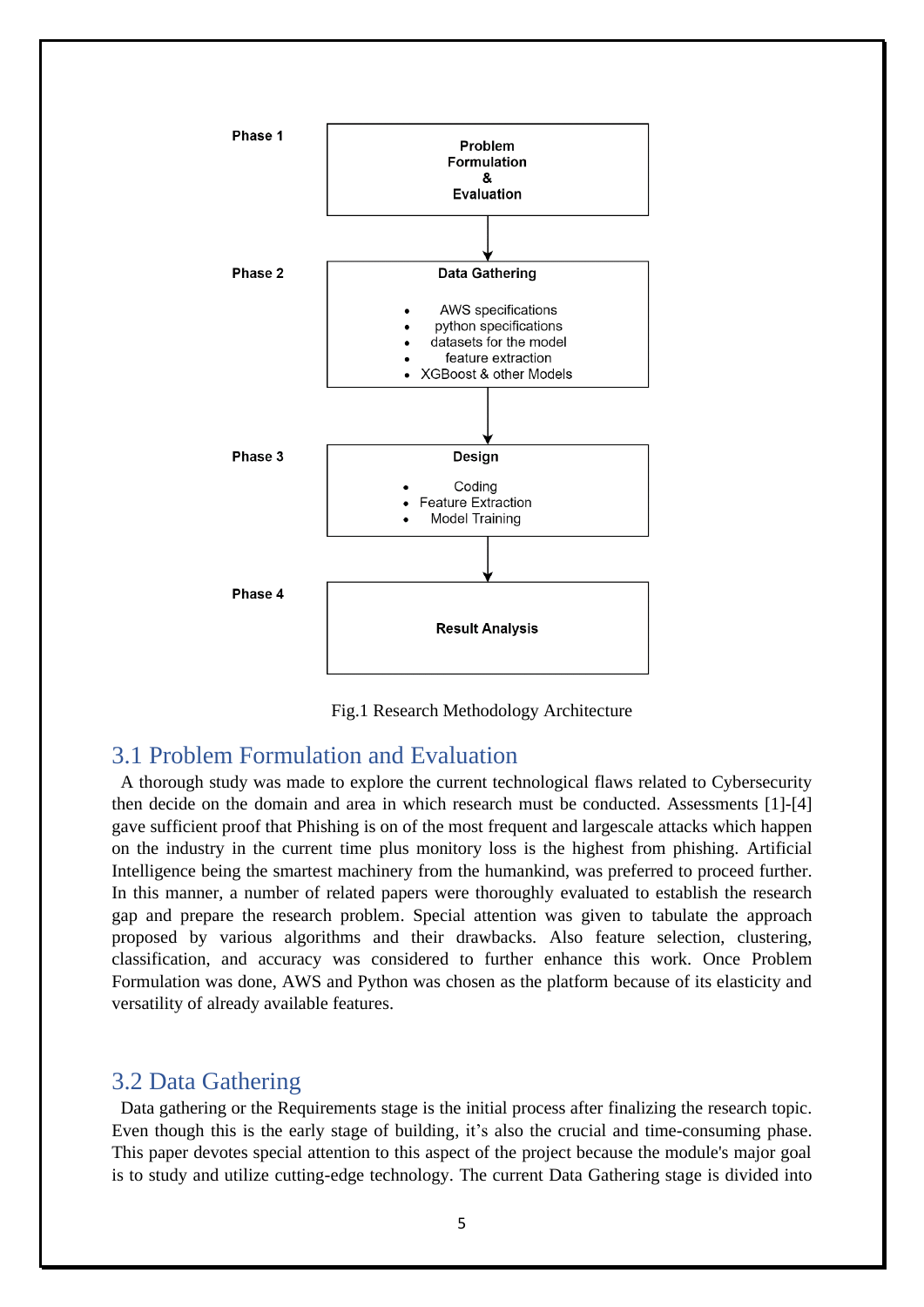Phase 1

Problem Formulation & Evaluation

Phase 2

Data Gathering

- AWS specifications
- python specifications
- datasets for the model
- feature extraction
- XGBoost & other Models

Phase 3

Design

- Coding
- Feature Extraction
- Model Training

Phase 4

Result Analysis

Fig.1 Research Methodology Architecture

## 3.1 Problem Formulation and Evaluation

A thorough study was made to explore the current technological flaws related to Cybersecurity then decide on the domain and area in which research must be conducted. Assessments [1]-[4] gave sufficient proof that Phishing is on of the most frequent and largescale attacks which happen on the industry in the current time plus monitory loss is the highest from phishing. Artificial Intelligence being the smartest machinery from the humankind, was preferred to proceed further. In this manner, a number of related papers were thoroughly evaluated to establish the research gap and prepare the research problem. Special attention was given to tabulate the approach proposed by various algorithms and their drawbacks. Also feature selection, clustering, classification, and accuracy was considered to further enhance this work. Once Problem Formulation was done, AWS and Python was chosen as the platform because of its elasticity and versatility of already available features.

## 3.2 Data Gathering

Data gathering or the Requirements stage is the initial process after finalizing the research topic. Even though this is the early stage of building, it's also the crucial and time-consuming phase. This paper devotes special attention to this aspect of the project because the module's major goal is to study and utilize cutting-edge technology. The current Data Gathering stage is divided into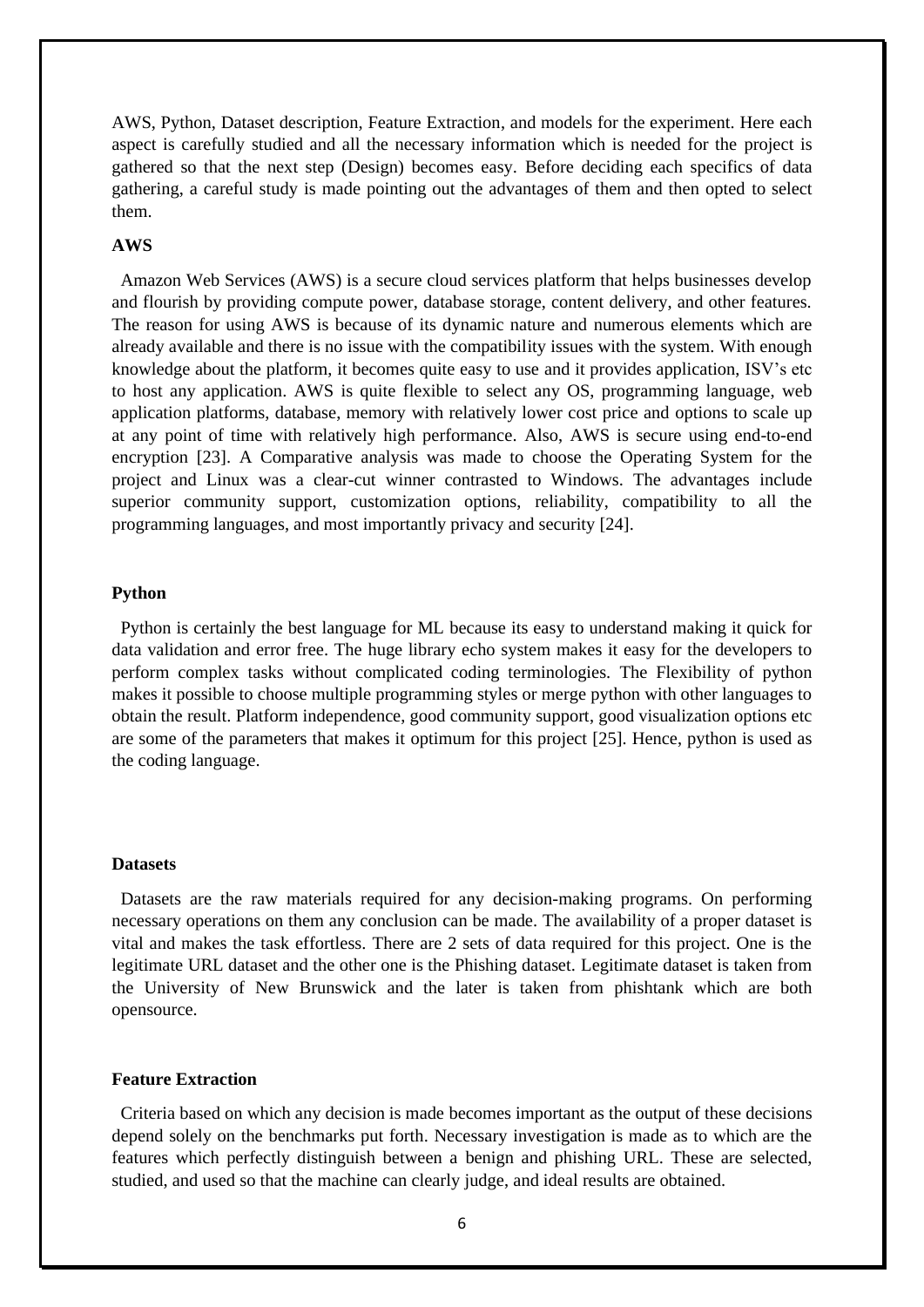AWS, Python, Dataset description, Feature Extraction, and models for the experiment. Here each aspect is carefully studied and all the necessary information which is needed for the project is gathered so that the next step (Design) becomes easy. Before deciding each specifics of data gathering, a careful study is made pointing out the advantages of them and then opted to select them.

### AWS

Amazon Web Services (AWS) is a secure cloud services platform that helps businesses develop and flourish by providing compute power, database storage, content delivery, and other features. The reason for using AWS is because of its dynamic nature and numerous elements which are already available and there is no issue with the compatibility issues with the system. With enough knowledge about the platform, it becomes quite easy to use and it provides application, ISV's etc to host any application. AWS is quite flexible to select any OS, programming language, web application platforms, database, memory with relatively lower cost price and options to scale up at any point of time with relatively high performance. Also, AWS is secure using end-to-end encryption [23]. A Comparative analysis was made to choose the Operating System for the project and Linux was a clear-cut winner contrasted to Windows. The advantages include superior community support, customization options, reliability, compatibility to all the programming languages, and most importantly privacy and security [24].

### Python

Python is certainly the best language for ML because its easy to understand making it quick for data validation and error free. The huge library echo system makes it easy for the developers to perform complex tasks without complicated coding terminologies. The Flexibility of python makes it possible to choose multiple programming styles or merge python with other languages to obtain the result. Platform independence, good community support, good visualization options etc are some of the parameters that makes it optimum for this project [25]. Hence, python is used as the coding language.

### Datasets

Datasets are the raw materials required for any decision-making programs. On performing necessary operations on them any conclusion can be made. The availability of a proper dataset is vital and makes the task effortless. There are 2 sets of data required for this project. One is the legitimate URL dataset and the other one is the Phishing dataset. Legitimate dataset is taken from the University of New Brunswick and the later is taken from phishtank which are both opensource.

### Feature Extraction

Criteria based on which any decision is made becomes important as the output of these decisions depend solely on the benchmarks put forth. Necessary investigation is made as to which are the features which perfectly distinguish between a benign and phishing URL. These are selected, studied, and used so that the machine can clearly judge, and ideal results are obtained.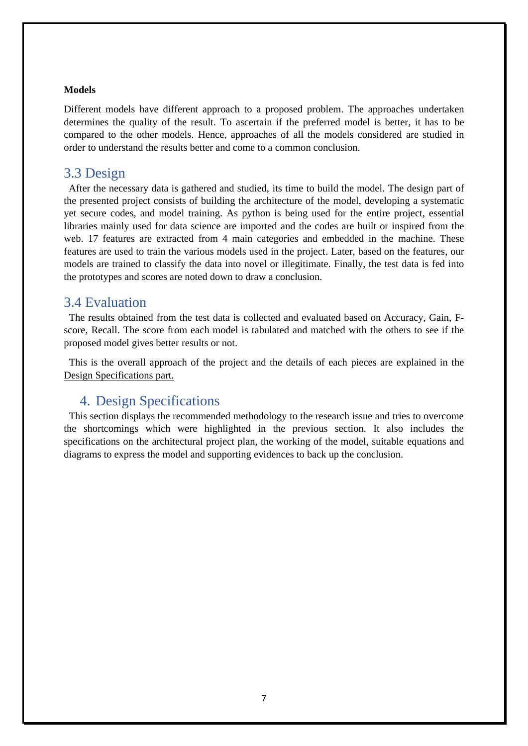**Models**

Different models have different approach to a proposed problem. The approaches undertaken determines the quality of the result. To ascertain if the preferred model is better, it has to be compared to the other models. Hence, approaches of all the models considered are studied in order to understand the results better and come to a common conclusion.

## 3.3 Design

After the necessary data is gathered and studied, its time to build the model. The design part of the presented project consists of building the architecture of the model, developing a systematic yet secure codes, and model training. As python is being used for the entire project, essential libraries mainly used for data science are imported and the codes are built or inspired from the web. 17 features are extracted from 4 main categories and embedded in the machine. These features are used to train the various models used in the project. Later, based on the features, our models are trained to classify the data into novel or illegitimate. Finally, the test data is fed into the prototypes and scores are noted down to draw a conclusion.

## 3.4 Evaluation

The results obtained from the test data is collected and evaluated based on Accuracy, Gain, F-score, Recall. The score from each model is tabulated and matched with the others to see if the proposed model gives better results or not.

This is the overall approach of the project and the details of each pieces are explained in the Design Specifications part.

# 4. Design Specifications

This section displays the recommended methodology to the research issue and tries to overcome the shortcomings which were highlighted in the previous section. It also includes the specifications on the architectural project plan, the working of the model, suitable equations and diagrams to express the model and supporting evidences to back up the conclusion.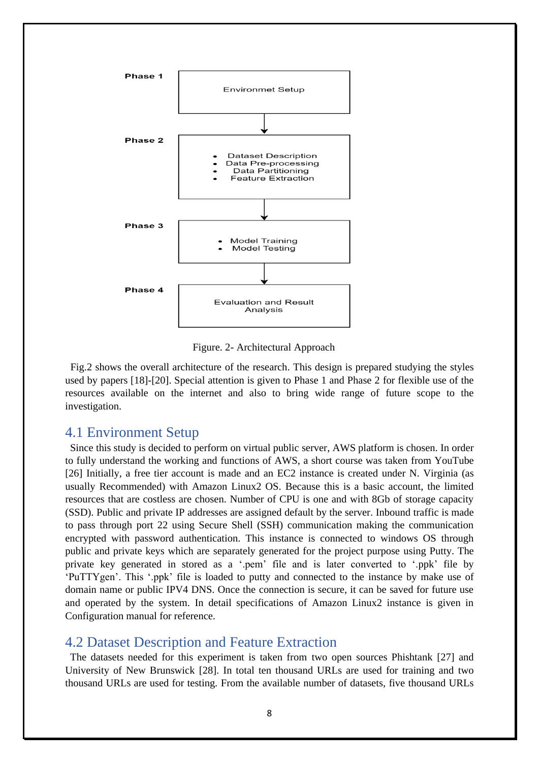Phase 1

Environmet Setup

Phase 2

- Dataset Description
- Data Pre-processing
- Data Partitioning
- Feature Extraction

Phase 3

- Model Training
- Model Testing

Phase 4

Evaluation and Result Analysis

Figure. 2- Architectural Approach

Fig.2 shows the overall architecture of the research. This design is prepared studying the styles used by papers [18]-[20]. Special attention is given to Phase 1 and Phase 2 for flexible use of the resources available on the internet and also to bring wide range of future scope to the investigation.

## 4.1 Environment Setup

Since this study is decided to perform on virtual public server, AWS platform is chosen. In order to fully understand the working and functions of AWS, a short course was taken from YouTube [26] Initially, a free tier account is made and an EC2 instance is created under N. Virginia (as usually Recommended) with Amazon Linux2 OS. Because this is a basic account, the limited resources that are costless are chosen. Number of CPU is one and with 8Gb of storage capacity (SSD). Public and private IP addresses are assigned default by the server. Inbound traffic is made to pass through port 22 using Secure Shell (SSH) communication making the communication encrypted with password authentication. This instance is connected to windows OS through public and private keys which are separately generated for the project purpose using Putty. The private key generated in stored as a '.pem' file and is later converted to '.ppk' file by 'PuTTYgen'. This '.ppk' file is loaded to putty and connected to the instance by make use of domain name or public IPV4 DNS. Once the connection is secure, it can be saved for future use and operated by the system. In detail specifications of Amazon Linux2 instance is given in Configuration manual for reference.

## 4.2 Dataset Description and Feature Extraction

The datasets needed for this experiment is taken from two open sources Phishtank [27] and University of New Brunswick [28]. In total ten thousand URLs are used for training and two thousand URLs are used for testing. From the available number of datasets, five thousand URLs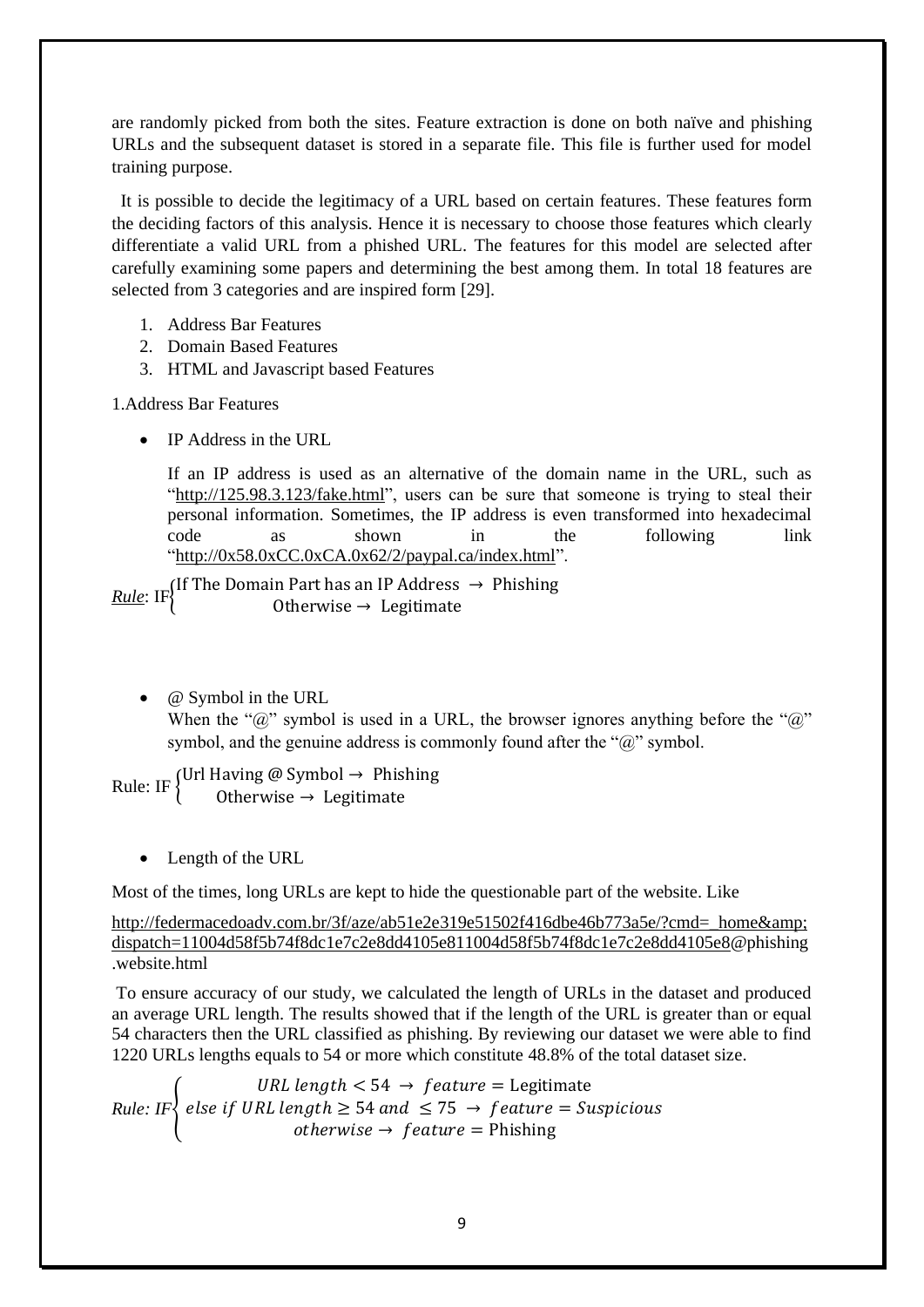are randomly picked from both the sites. Feature extraction is done on both naïve and phishing URLs and the subsequent dataset is stored in a separate file. This file is further used for model training purpose.

It is possible to decide the legitimacy of a URL based on certain features. These features form the deciding factors of this analysis. Hence it is necessary to choose those features which clearly differentiate a valid URL from a phished URL. The features for this model are selected after carefully examining some papers and determining the best among them. In total 18 features are selected from 3 categories and are inspired form [29].

1. Address Bar Features
2. Domain Based Features
3. HTML and Javascript based Features

1.Address Bar Features

- IP Address in the URL

  If an IP address is used as an alternative of the domain name in the URL, such as "http://125.98.3.123/fake.html", users can be sure that someone is trying to steal their personal information. Sometimes, the IP address is even transformed into hexadecimal code as shown in the following link "http://0x58.0xCC.0xCA.0x62/2/paypal.ca/index.html".

*Rule*: IF $\begin{cases} \text{If The Domain Part has an IP Address} \rightarrow \text{Phishing} \\ \text{Otherwise} \rightarrow \text{Legitimate} \end{cases}$

- @ Symbol in the URL

  When the "@" symbol is used in a URL, the browser ignores anything before the "@" symbol, and the genuine address is commonly found after the "@" symbol.

Rule: IF $\begin{cases} \text{Url Having @ Symbol} \rightarrow \text{Phishing} \\ \text{Otherwise} \rightarrow \text{Legitimate} \end{cases}$

- Length of the URL

Most of the times, long URLs are kept to hide the questionable part of the website. Like

http://federmacedoadv.com.br/3f/aze/ab51e2e319e51502f416dbe46b773a5e/?cmd=_home&amp;dispatch=11004d58f5b74f8dc1e7c2e8dd4105e811004d58f5b74f8dc1e7c2e8dd4105e8@phishing.website.html

To ensure accuracy of our study, we calculated the length of URLs in the dataset and produced an average URL length. The results showed that if the length of the URL is greater than or equal 54 characters then the URL classified as phishing. By reviewing our dataset we were able to find 1220 URLs lengths equals to 54 or more which constitute 48.8% of the total dataset size.

*Rule: IF* $\begin{cases} URL\ length < 54 \rightarrow feature = \text{Legitimate} \\ else\ if\ URL\ length \geq 54\ and\ \leq 75 \rightarrow feature = Suspicious \\ otherwise \rightarrow feature = \text{Phishing} \end{cases}$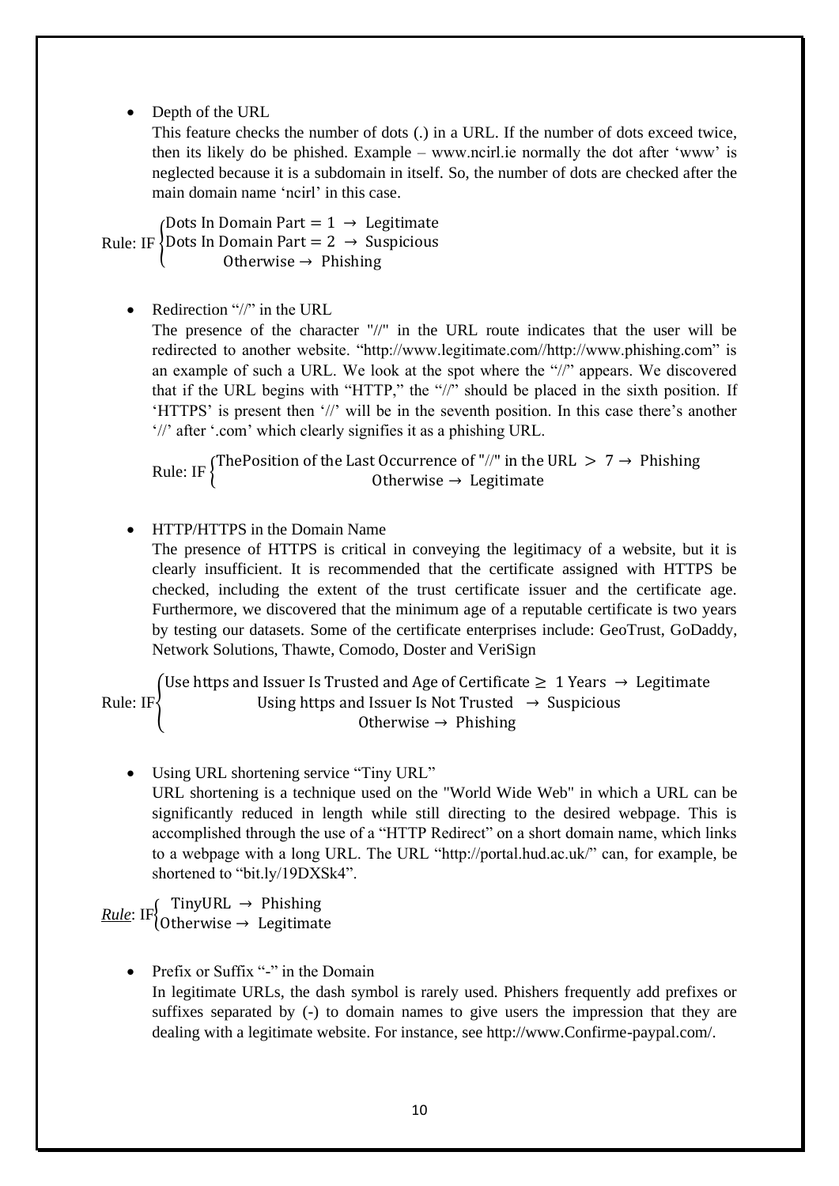- Depth of the URL

  This feature checks the number of dots (.) in a URL. If the number of dots exceed twice, then its likely do be phished. Example – www.ncirl.ie normally the dot after 'www' is neglected because it is a subdomain in itself. So, the number of dots are checked after the main domain name 'ncirl' in this case.

$$\text{Rule: IF} \begin{cases} \text{Dots In Domain Part} = 1 \rightarrow \text{Legitimate} \\ \text{Dots In Domain Part} = 2 \rightarrow \text{Suspicious} \\ \text{Otherwise} \rightarrow \text{Phishing} \end{cases}$$

- Redirection "//" in the URL

  The presence of the character "//" in the URL route indicates that the user will be redirected to another website. "http://www.legitimate.com//http://www.phishing.com" is an example of such a URL. We look at the spot where the "//" appears. We discovered that if the URL begins with "HTTP," the "//" should be placed in the sixth position. If 'HTTPS' is present then '//' will be in the seventh position. In this case there's another '//' after '.com' which clearly signifies it as a phishing URL.

$$\text{Rule: IF} \begin{cases} \text{ThePosition of the Last Occurrence of "//" in the URL} > 7 \rightarrow \text{Phishing} \\ \text{Otherwise} \rightarrow \text{Legitimate} \end{cases}$$

- HTTP/HTTPS in the Domain Name

  The presence of HTTPS is critical in conveying the legitimacy of a website, but it is clearly insufficient. It is recommended that the certificate assigned with HTTPS be checked, including the extent of the trust certificate issuer and the certificate age. Furthermore, we discovered that the minimum age of a reputable certificate is two years by testing our datasets. Some of the certificate enterprises include: GeoTrust, GoDaddy, Network Solutions, Thawte, Comodo, Doster and VeriSign

$$\text{Rule: IF} \begin{cases} \text{Use https and Issuer Is Trusted and Age of Certificate} \geq 1 \text{ Years} \rightarrow \text{Legitimate} \\ \text{Using https and Issuer Is Not Trusted} \rightarrow \text{Suspicious} \\ \text{Otherwise} \rightarrow \text{Phishing} \end{cases}$$

- Using URL shortening service "Tiny URL"

  URL shortening is a technique used on the "World Wide Web" in which a URL can be significantly reduced in length while still directing to the desired webpage. This is accomplished through the use of a "HTTP Redirect" on a short domain name, which links to a webpage with a long URL. The URL "http://portal.hud.ac.uk/" can, for example, be shortened to "bit.ly/19DXSk4".

$$\text{Rule: IF} \begin{cases} \text{TinyURL} \rightarrow \text{Phishing} \\ \text{Otherwise} \rightarrow \text{Legitimate} \end{cases}$$

- Prefix or Suffix "-" in the Domain

  In legitimate URLs, the dash symbol is rarely used. Phishers frequently add prefixes or suffixes separated by (-) to domain names to give users the impression that they are dealing with a legitimate website. For instance, see http://www.Confirme-paypal.com/.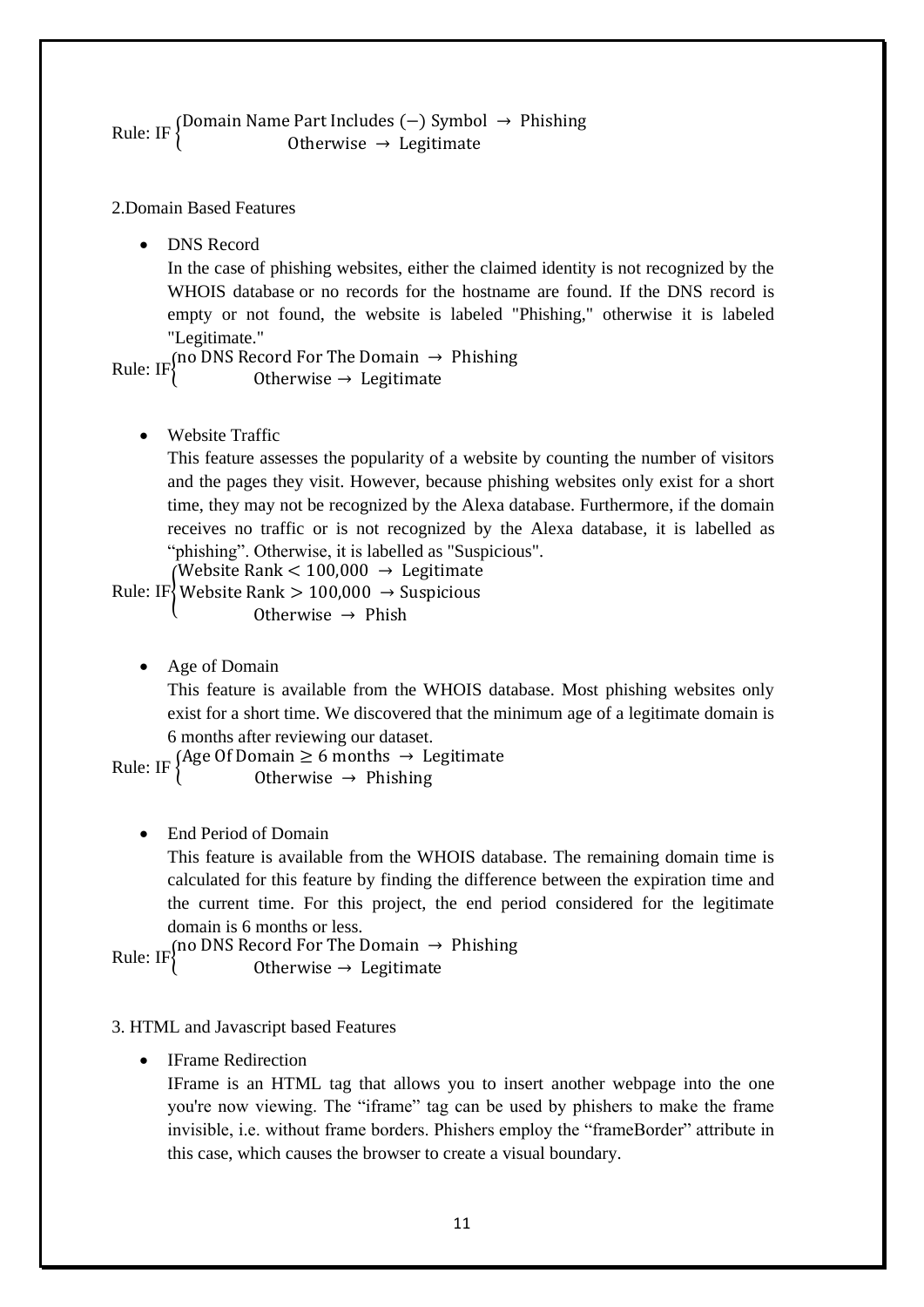Rule: IF $\begin{cases} \text{Domain Name Part Includes } (-) \text{ Symbol } \rightarrow \text{ Phishing} \\ \text{Otherwise } \rightarrow \text{ Legitimate} \end{cases}$

2.Domain Based Features

- DNS Record

  In the case of phishing websites, either the claimed identity is not recognized by the WHOIS database or no records for the hostname are found. If the DNS record is empty or not found, the website is labeled "Phishing," otherwise it is labeled "Legitimate."

Rule: IF$\begin{cases} \text{no DNS Record For The Domain } \rightarrow \text{ Phishing} \\ \text{Otherwise } \rightarrow \text{ Legitimate} \end{cases}$

- Website Traffic

  This feature assesses the popularity of a website by counting the number of visitors and the pages they visit. However, because phishing websites only exist for a short time, they may not be recognized by the Alexa database. Furthermore, if the domain receives no traffic or is not recognized by the Alexa database, it is labelled as "phishing". Otherwise, it is labelled as "Suspicious".

Rule: IF$\begin{cases} \text{Website Rank} < 100{,}000 \rightarrow \text{ Legitimate} \\ \text{Website Rank} > 100{,}000 \rightarrow \text{Suspicious} \\ \text{Otherwise } \rightarrow \text{ Phish} \end{cases}$

- Age of Domain

  This feature is available from the WHOIS database. Most phishing websites only exist for a short time. We discovered that the minimum age of a legitimate domain is 6 months after reviewing our dataset.

Rule: IF $\begin{cases} \text{Age Of Domain} \geq 6 \text{ months } \rightarrow \text{ Legitimate} \\ \text{Otherwise } \rightarrow \text{ Phishing} \end{cases}$

- End Period of Domain

  This feature is available from the WHOIS database. The remaining domain time is calculated for this feature by finding the difference between the expiration time and the current time. For this project, the end period considered for the legitimate domain is 6 months or less.

Rule: IF$\begin{cases} \text{no DNS Record For The Domain } \rightarrow \text{ Phishing} \\ \text{Otherwise } \rightarrow \text{ Legitimate} \end{cases}$

3. HTML and Javascript based Features

- IFrame Redirection

  IFrame is an HTML tag that allows you to insert another webpage into the one you're now viewing. The "iframe" tag can be used by phishers to make the frame invisible, i.e. without frame borders. Phishers employ the "frameBorder" attribute in this case, which causes the browser to create a visual boundary.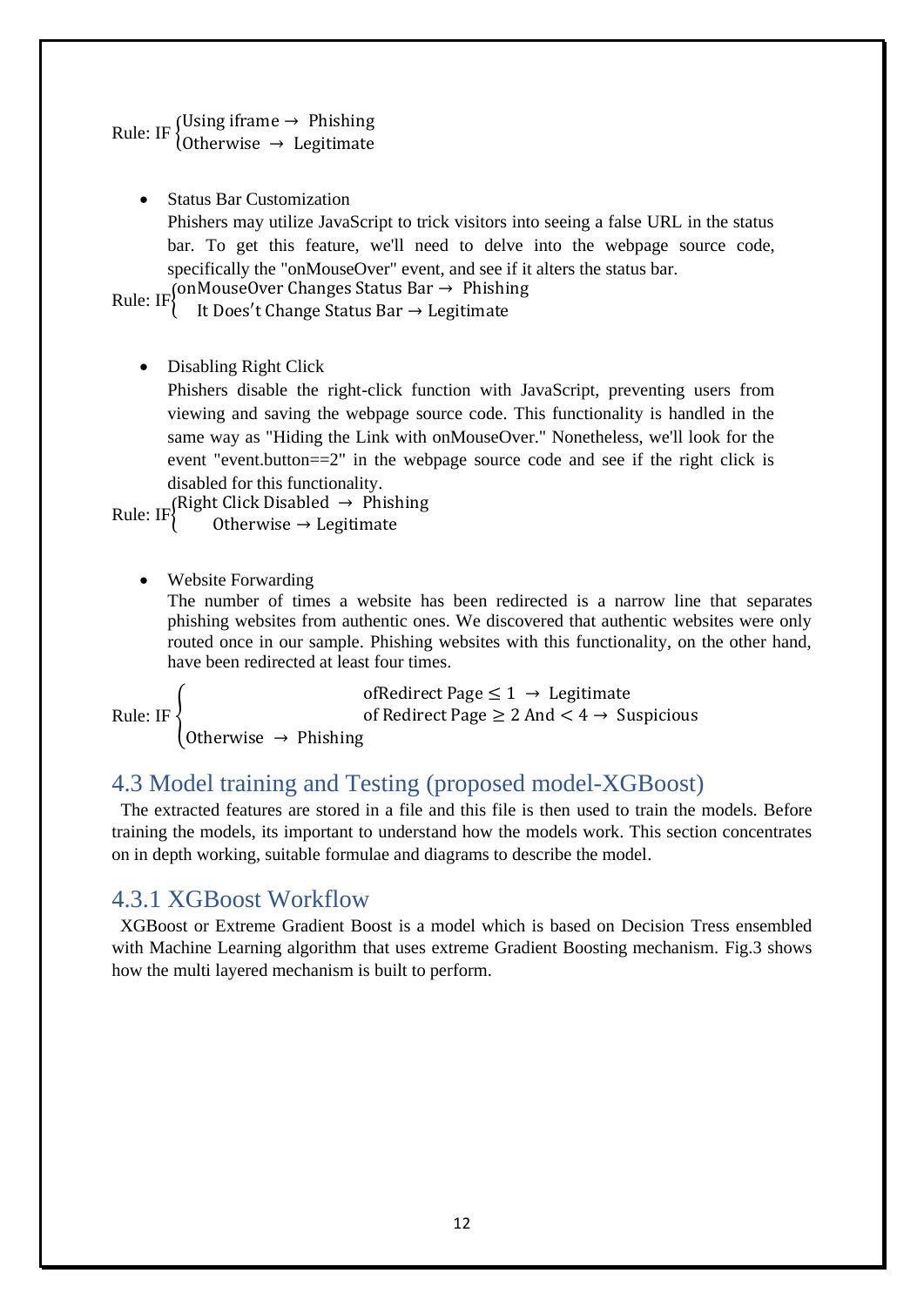Rule: IF $\begin{cases} \text{Using iframe} \rightarrow \text{ Phishing} \\ \text{Otherwise } \rightarrow \text{ Legitimate} \end{cases}$

- Status Bar Customization
  Phishers may utilize JavaScript to trick visitors into seeing a false URL in the status bar. To get this feature, we'll need to delve into the webpage source code, specifically the "onMouseOver" event, and see if it alters the status bar.

Rule: IF $\begin{cases} \text{onMouseOver Changes Status Bar} \rightarrow \text{ Phishing} \\ \text{It Does't Change Status Bar} \rightarrow \text{Legitimate} \end{cases}$

- Disabling Right Click
  Phishers disable the right-click function with JavaScript, preventing users from viewing and saving the webpage source code. This functionality is handled in the same way as "Hiding the Link with onMouseOver." Nonetheless, we'll look for the event "event.button==2" in the webpage source code and see if the right click is disabled for this functionality.

Rule: IF $\begin{cases} \text{Right Click Disabled } \rightarrow \text{ Phishing} \\ \text{Otherwise} \rightarrow \text{Legitimate} \end{cases}$

- Website Forwarding
  The number of times a website has been redirected is a narrow line that separates phishing websites from authentic ones. We discovered that authentic websites were only routed once in our sample. Phishing websites with this functionality, on the other hand, have been redirected at least four times.

Rule: IF $\begin{cases} \text{ofRedirect Page} \leq 1 \rightarrow \text{ Legitimate} \\ \text{of Redirect Page} \geq 2 \text{ And} < 4 \rightarrow \text{ Suspicious} \\ \text{Otherwise } \rightarrow \text{ Phishing} \end{cases}$

## 4.3 Model training and Testing (proposed model-XGBoost)

The extracted features are stored in a file and this file is then used to train the models. Before training the models, its important to understand how the models work. This section concentrates on in depth working, suitable formulae and diagrams to describe the model.

### 4.3.1 XGBoost Workflow

XGBoost or Extreme Gradient Boost is a model which is based on Decision Tress ensembled with Machine Learning algorithm that uses extreme Gradient Boosting mechanism. Fig.3 shows how the multi layered mechanism is built to perform.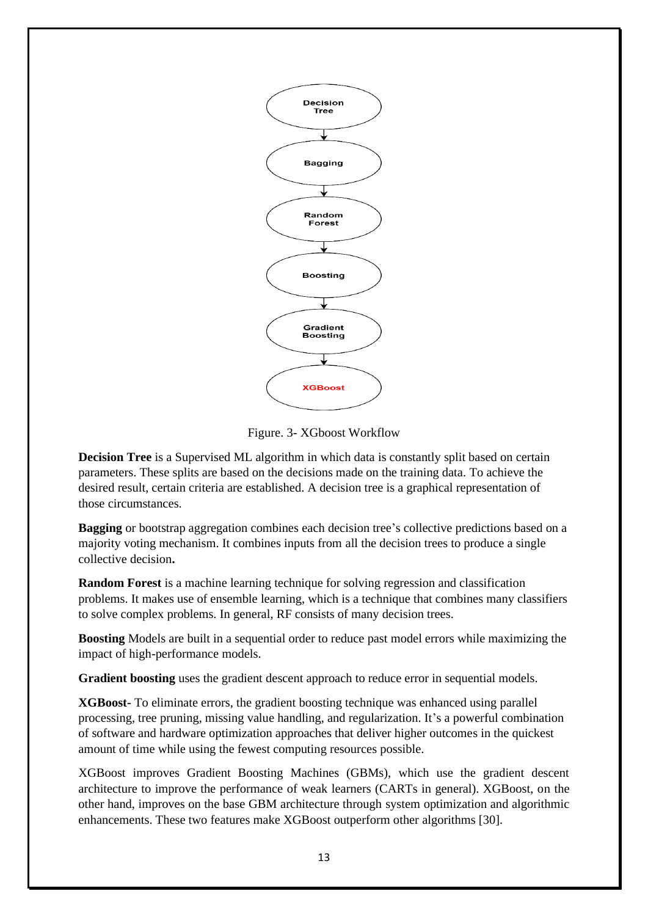Decision Tree

Bagging

Random Forest

Boosting

Gradient Boosting

XGBoost

Figure. 3- XGboost Workflow

**Decision Tree** is a Supervised ML algorithm in which data is constantly split based on certain parameters. These splits are based on the decisions made on the training data. To achieve the desired result, certain criteria are established. A decision tree is a graphical representation of those circumstances.

**Bagging** or bootstrap aggregation combines each decision tree's collective predictions based on a majority voting mechanism. It combines inputs from all the decision trees to produce a single collective decision**.**

**Random Forest** is a machine learning technique for solving regression and classification problems. It makes use of ensemble learning, which is a technique that combines many classifiers to solve complex problems. In general, RF consists of many decision trees.

**Boosting** Models are built in a sequential order to reduce past model errors while maximizing the impact of high-performance models.

**Gradient boosting** uses the gradient descent approach to reduce error in sequential models.

**XGBoost-** To eliminate errors, the gradient boosting technique was enhanced using parallel processing, tree pruning, missing value handling, and regularization. It's a powerful combination of software and hardware optimization approaches that deliver higher outcomes in the quickest amount of time while using the fewest computing resources possible.

XGBoost improves Gradient Boosting Machines (GBMs), which use the gradient descent architecture to improve the performance of weak learners (CARTs in general). XGBoost, on the other hand, improves on the base GBM architecture through system optimization and algorithmic enhancements. These two features make XGBoost outperform other algorithms [30].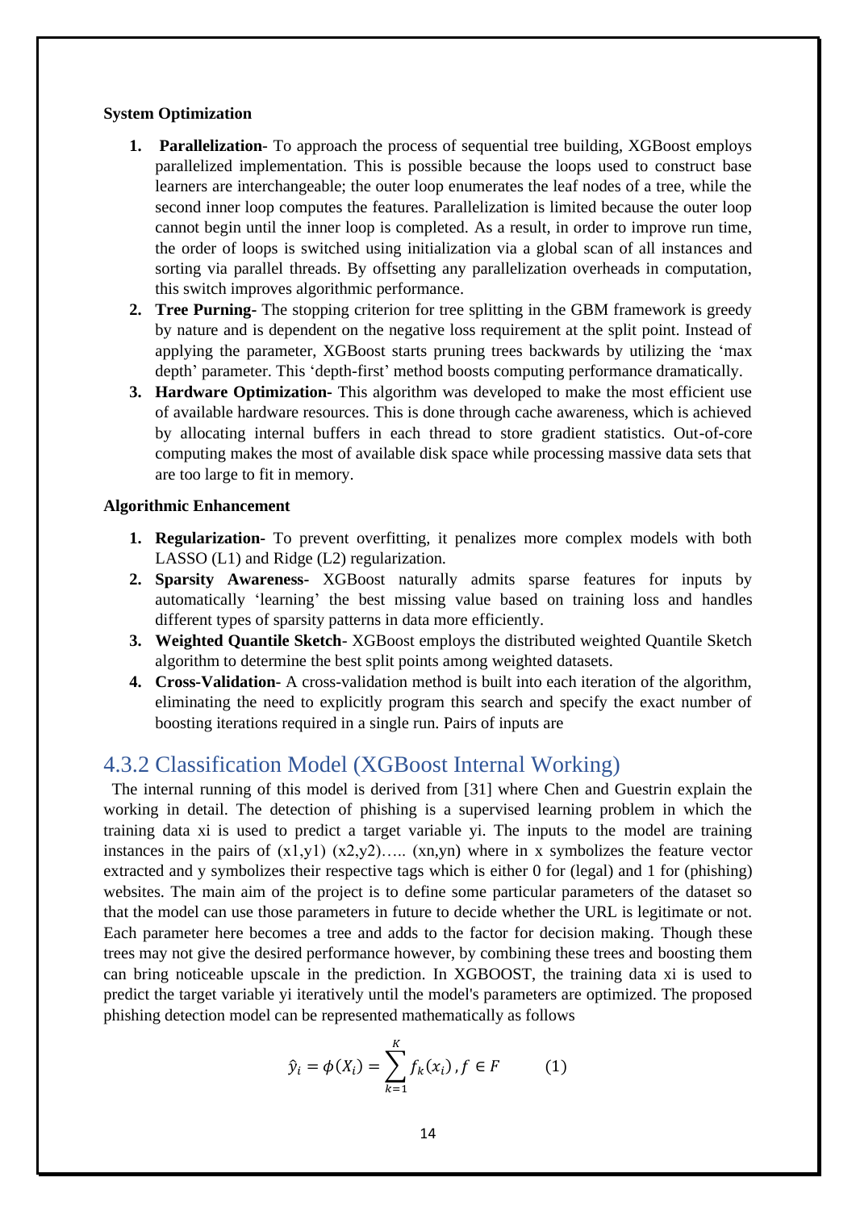**System Optimization**

1. **Parallelization**- To approach the process of sequential tree building, XGBoost employs parallelized implementation. This is possible because the loops used to construct base learners are interchangeable; the outer loop enumerates the leaf nodes of a tree, while the second inner loop computes the features. Parallelization is limited because the outer loop cannot begin until the inner loop is completed. As a result, in order to improve run time, the order of loops is switched using initialization via a global scan of all instances and sorting via parallel threads. By offsetting any parallelization overheads in computation, this switch improves algorithmic performance.
2. **Tree Purning-** The stopping criterion for tree splitting in the GBM framework is greedy by nature and is dependent on the negative loss requirement at the split point. Instead of applying the parameter, XGBoost starts pruning trees backwards by utilizing the 'max depth' parameter. This 'depth-first' method boosts computing performance dramatically.
3. **Hardware Optimization-** This algorithm was developed to make the most efficient use of available hardware resources. This is done through cache awareness, which is achieved by allocating internal buffers in each thread to store gradient statistics. Out-of-core computing makes the most of available disk space while processing massive data sets that are too large to fit in memory.

**Algorithmic Enhancement**

1. **Regularization**- To prevent overfitting, it penalizes more complex models with both LASSO (L1) and Ridge (L2) regularization.
2. **Sparsity Awareness-** XGBoost naturally admits sparse features for inputs by automatically 'learning' the best missing value based on training loss and handles different types of sparsity patterns in data more efficiently.
3. **Weighted Quantile Sketch**- XGBoost employs the distributed weighted Quantile Sketch algorithm to determine the best split points among weighted datasets.
4. **Cross-Validation**- A cross-validation method is built into each iteration of the algorithm, eliminating the need to explicitly program this search and specify the exact number of boosting iterations required in a single run. Pairs of inputs are

## 4.3.2 Classification Model (XGBoost Internal Working)

The internal running of this model is derived from [31] where Chen and Guestrin explain the working in detail. The detection of phishing is a supervised learning problem in which the training data xi is used to predict a target variable yi. The inputs to the model are training instances in the pairs of (x1,y1) (x2,y2)….. (xn,yn) where in x symbolizes the feature vector extracted and y symbolizes their respective tags which is either 0 for (legal) and 1 for (phishing) websites. The main aim of the project is to define some particular parameters of the dataset so that the model can use those parameters in future to decide whether the URL is legitimate or not. Each parameter here becomes a tree and adds to the factor for decision making. Though these trees may not give the desired performance however, by combining these trees and boosting them can bring noticeable upscale in the prediction. In XGBOOST, the training data xi is used to predict the target variable yi iteratively until the model's parameters are optimized. The proposed phishing detection model can be represented mathematically as follows

$$\hat{y}_i = \phi(X_i) = \sum_{k=1}^{K} f_k(x_i)\,, f \in F \qquad (1)$$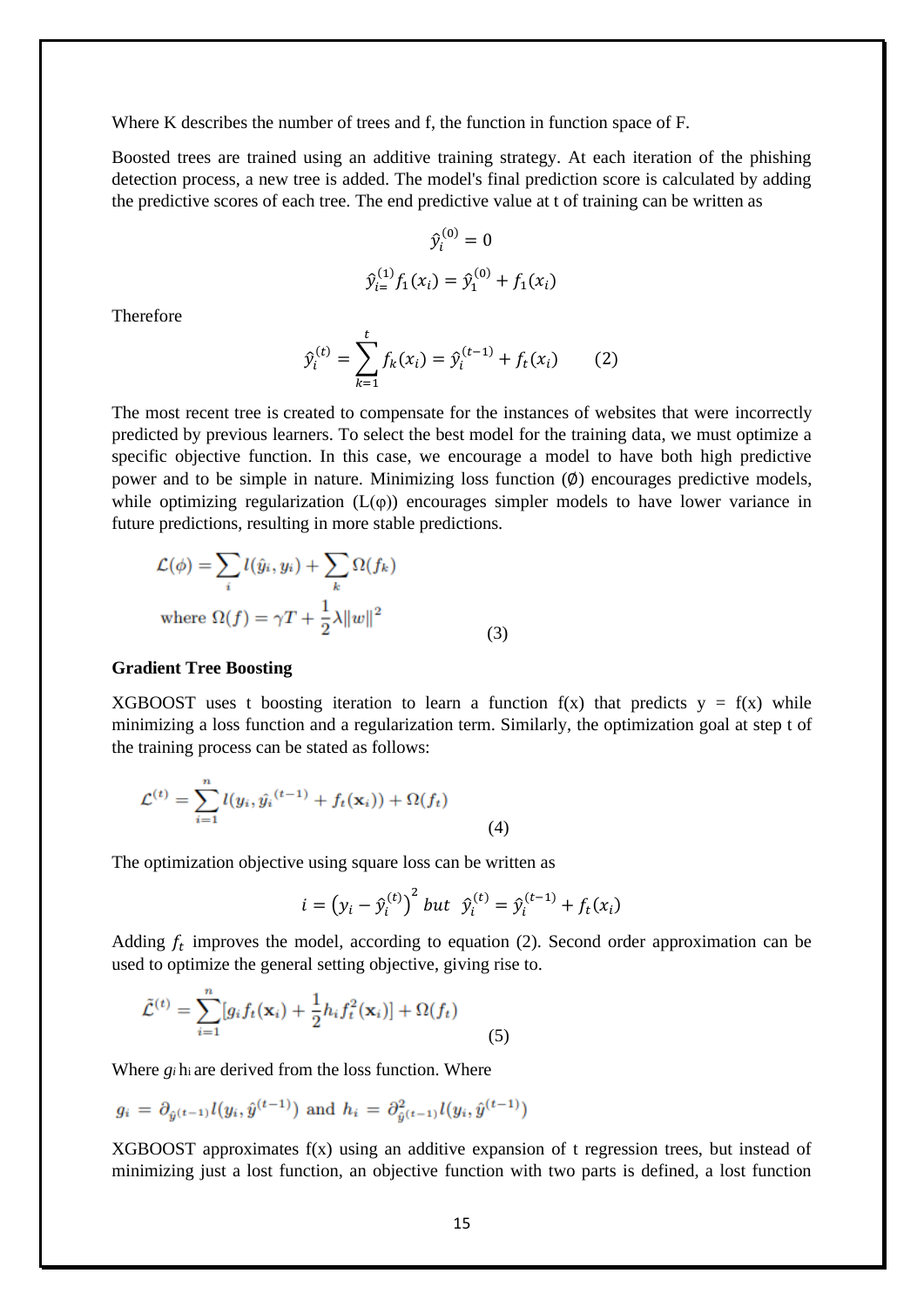Where K describes the number of trees and f, the function in function space of F.

Boosted trees are trained using an additive training strategy. At each iteration of the phishing detection process, a new tree is added. The model's final prediction score is calculated by adding the predictive scores of each tree. The end predictive value at t of training can be written as

$$\hat{y}_i^{(0)} = 0$$

$$\hat{y}_{i=}^{(1)} f_1(x_i) = \hat{y}_1^{(0)} + f_1(x_i)$$

Therefore

$$\hat{y}_i^{(t)} = \sum_{k=1}^{t} f_k(x_i) = \hat{y}_i^{(t-1)} + f_t(x_i) \qquad (2)$$

The most recent tree is created to compensate for the instances of websites that were incorrectly predicted by previous learners. To select the best model for the training data, we must optimize a specific objective function. In this case, we encourage a model to have both high predictive power and to be simple in nature. Minimizing loss function ($\emptyset$) encourages predictive models, while optimizing regularization (L(φ)) encourages simpler models to have lower variance in future predictions, resulting in more stable predictions.

$$\mathcal{L}(\phi) = \sum_i l(\hat{y}_i, y_i) + \sum_k \Omega(f_k)$$

$$\text{where } \Omega(f) = \gamma T + \frac{1}{2}\lambda\|w\|^2 \qquad (3)$$

**Gradient Tree Boosting**

XGBOOST uses t boosting iteration to learn a function f(x) that predicts y = f(x) while minimizing a loss function and a regularization term. Similarly, the optimization goal at step t of the training process can be stated as follows:

$$\mathcal{L}^{(t)} = \sum_{i=1}^{n} l(y_i, \hat{y_i}^{(t-1)} + f_t(\mathbf{x}_i)) + \Omega(f_t) \qquad (4)$$

The optimization objective using square loss can be written as

$$i = \left(y_i - \hat{y}_i^{(t)}\right)^2 \; but \;\; \hat{y}_i^{(t)} = \hat{y}_i^{(t-1)} + f_t(x_i)$$

Adding $f_t$ improves the model, according to equation (2). Second order approximation can be used to optimize the general setting objective, giving rise to.

$$\tilde{\mathcal{L}}^{(t)} = \sum_{i=1}^{n} [g_i f_t(\mathbf{x}_i) + \frac{1}{2} h_i f_t^2(\mathbf{x}_i)] + \Omega(f_t) \qquad (5)$$

Where $g_i$ $h_i$ are derived from the loss function. Where

$$g_i = \partial_{\hat{y}^{(t-1)}} l(y_i, \hat{y}^{(t-1)}) \text{ and } h_i = \partial^2_{\hat{y}^{(t-1)}} l(y_i, \hat{y}^{(t-1)})$$

XGBOOST approximates f(x) using an additive expansion of t regression trees, but instead of minimizing just a lost function, an objective function with two parts is defined, a lost function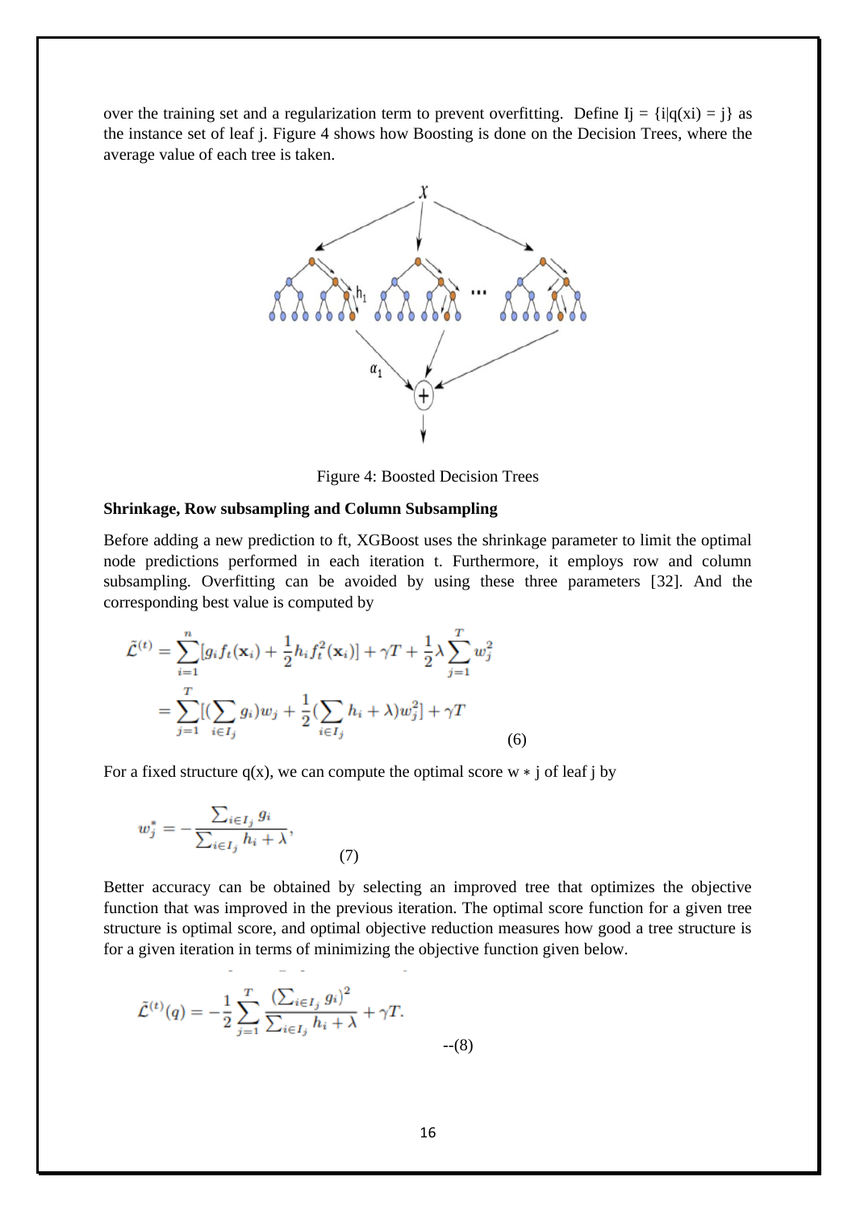over the training set and a regularization term to prevent overfitting. Define Ij = {i|q(xi) = j} as the instance set of leaf j. Figure 4 shows how Boosting is done on the Decision Trees, where the average value of each tree is taken.

$X$

$h_1$

$\alpha_1$

Figure 4: Boosted Decision Trees

**Shrinkage, Row subsampling and Column Subsampling**

Before adding a new prediction to ft, XGBoost uses the shrinkage parameter to limit the optimal node predictions performed in each iteration t. Furthermore, it employs row and column subsampling. Overfitting can be avoided by using these three parameters [32]. And the corresponding best value is computed by

$$
\begin{aligned}
\tilde{\mathcal{L}}^{(t)} &= \sum_{i=1}^{n}[g_i f_t(\mathbf{x}_i) + \frac{1}{2}h_i f_t^2(\mathbf{x}_i)] + \gamma T + \frac{1}{2}\lambda\sum_{j=1}^{T} w_j^2 \\
&= \sum_{j=1}^{T}[(\sum_{i \in I_j} g_i)w_j + \frac{1}{2}(\sum_{i \in I_j} h_i + \lambda)w_j^2] + \gamma T
\end{aligned} \tag{6}
$$

For a fixed structure q(x), we can compute the optimal score w ∗ j of leaf j by

$$
w_j^* = -\frac{\sum_{i \in I_j} g_i}{\sum_{i \in I_j} h_i + \lambda}, \tag{7}
$$

Better accuracy can be obtained by selecting an improved tree that optimizes the objective function that was improved in the previous iteration. The optimal score function for a given tree structure is optimal score, and optimal objective reduction measures how good a tree structure is for a given iteration in terms of minimizing the objective function given below.

$$
\tilde{\mathcal{L}}^{(t)}(q) = -\frac{1}{2}\sum_{j=1}^{T}\frac{(\sum_{i \in I_j} g_i)^2}{\sum_{i \in I_j} h_i + \lambda} + \gamma T. \qquad \text{--(8)}
$$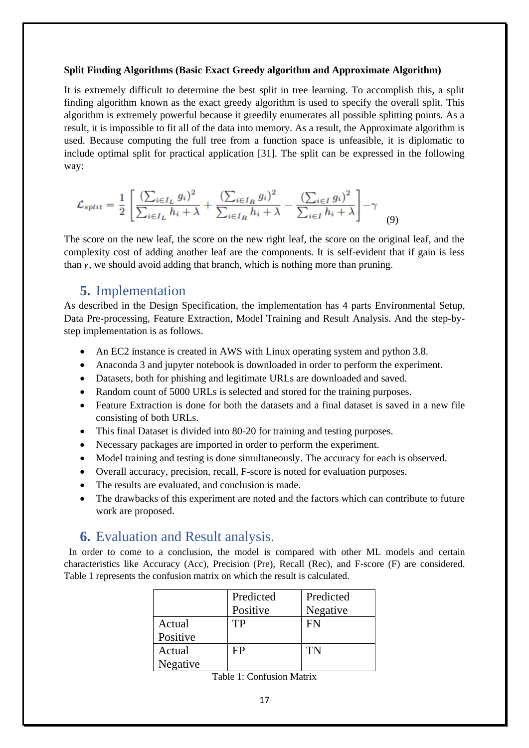**Split Finding Algorithms (Basic Exact Greedy algorithm and Approximate Algorithm)**

It is extremely difficult to determine the best split in tree learning. To accomplish this, a split finding algorithm known as the exact greedy algorithm is used to specify the overall split. This algorithm is extremely powerful because it greedily enumerates all possible splitting points. As a result, it is impossible to fit all of the data into memory. As a result, the Approximate algorithm is used. Because computing the full tree from a function space is unfeasible, it is diplomatic to include optimal split for practical application [31]. The split can be expressed in the following way:

$$\mathcal{L}_{split} = \frac{1}{2}\left[\frac{(\sum_{i \in I_L} g_i)^2}{\sum_{i \in I_L} h_i + \lambda} + \frac{(\sum_{i \in I_R} g_i)^2}{\sum_{i \in I_R} h_i + \lambda} - \frac{(\sum_{i \in I} g_i)^2}{\sum_{i \in I} h_i + \lambda}\right] - \gamma \quad (9)$$

The score on the new leaf, the score on the new right leaf, the score on the original leaf, and the complexity cost of adding another leaf are the components. It is self-evident that if gain is less than $\gamma$, we should avoid adding that branch, which is nothing more than pruning.

## 5. Implementation

As described in the Design Specification, the implementation has 4 parts Environmental Setup, Data Pre-processing, Feature Extraction, Model Training and Result Analysis. And the step-by-step implementation is as follows.

- An EC2 instance is created in AWS with Linux operating system and python 3.8.
- Anaconda 3 and jupyter notebook is downloaded in order to perform the experiment.
- Datasets, both for phishing and legitimate URLs are downloaded and saved.
- Random count of 5000 URLs is selected and stored for the training purposes.
- Feature Extraction is done for both the datasets and a final dataset is saved in a new file consisting of both URLs.
- This final Dataset is divided into 80-20 for training and testing purposes.
- Necessary packages are imported in order to perform the experiment.
- Model training and testing is done simultaneously. The accuracy for each is observed.
- Overall accuracy, precision, recall, F-score is noted for evaluation purposes.
- The results are evaluated, and conclusion is made.
- The drawbacks of this experiment are noted and the factors which can contribute to future work are proposed.

## 6. Evaluation and Result analysis.

In order to come to a conclusion, the model is compared with other ML models and certain characteristics like Accuracy (Acc), Precision (Pre), Recall (Rec), and F-score (F) are considered. Table 1 represents the confusion matrix on which the result is calculated.

| | Predicted Positive | Predicted Negative |
|---|---|---|
| Actual Positive | TP | FN |
| Actual Negative | FP | TN |

Table 1: Confusion Matrix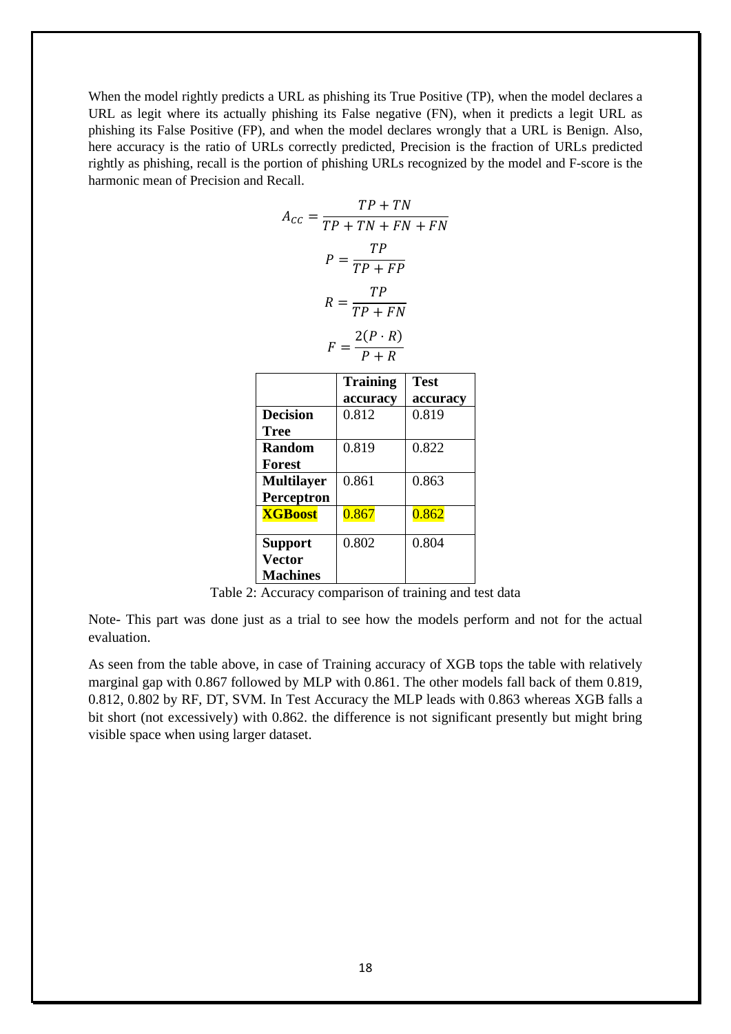When the model rightly predicts a URL as phishing its True Positive (TP), when the model declares a URL as legit where its actually phishing its False negative (FN), when it predicts a legit URL as phishing its False Positive (FP), and when the model declares wrongly that a URL is Benign. Also, here accuracy is the ratio of URLs correctly predicted, Precision is the fraction of URLs predicted rightly as phishing, recall is the portion of phishing URLs recognized by the model and F-score is the harmonic mean of Precision and Recall.

$$A_{CC} = \frac{TP + TN}{TP + TN + FN + FN}$$

$$P = \frac{TP}{TP + FP}$$

$$R = \frac{TP}{TP + FN}$$

$$F = \frac{2(P \cdot R)}{P + R}$$

| | **Training accuracy** | **Test accuracy** |
|---|---|---|
| **Decision Tree** | 0.812 | 0.819 |
| **Random Forest** | 0.819 | 0.822 |
| **Multilayer Perceptron** | 0.861 | 0.863 |
| **XGBoost** | 0.867 | 0.862 |
| **Support Vector Machines** | 0.802 | 0.804 |

Table 2: Accuracy comparison of training and test data

Note- This part was done just as a trial to see how the models perform and not for the actual evaluation.

As seen from the table above, in case of Training accuracy of XGB tops the table with relatively marginal gap with 0.867 followed by MLP with 0.861. The other models fall back of them 0.819, 0.812, 0.802 by RF, DT, SVM. In Test Accuracy the MLP leads with 0.863 whereas XGB falls a bit short (not excessively) with 0.862. the difference is not significant presently but might bring visible space when using larger dataset.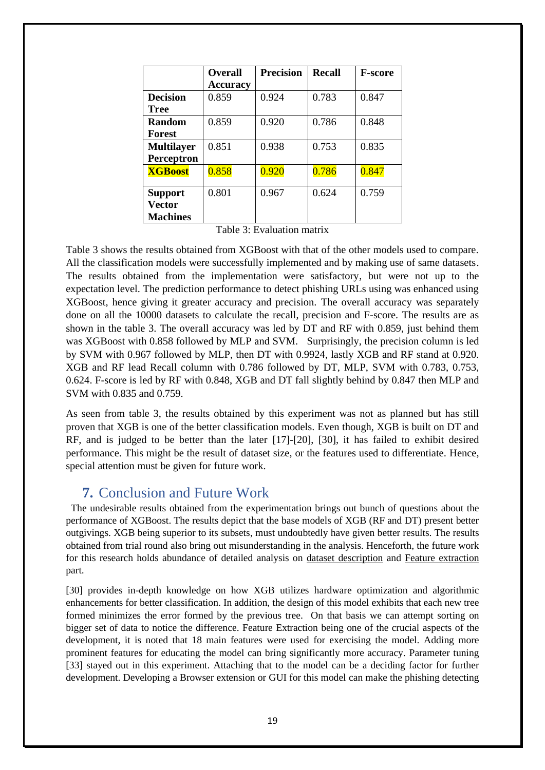| | Overall Accuracy | Precision | Recall | F-score |
|---|---|---|---|---|
| **Decision Tree** | 0.859 | 0.924 | 0.783 | 0.847 |
| **Random Forest** | 0.859 | 0.920 | 0.786 | 0.848 |
| **Multilayer Perceptron** | 0.851 | 0.938 | 0.753 | 0.835 |
| **XGBoost** | 0.858 | 0.920 | 0.786 | 0.847 |
| **Support Vector Machines** | 0.801 | 0.967 | 0.624 | 0.759 |

Table 3: Evaluation matrix

Table 3 shows the results obtained from XGBoost with that of the other models used to compare. All the classification models were successfully implemented and by making use of same datasets. The results obtained from the implementation were satisfactory, but were not up to the expectation level. The prediction performance to detect phishing URLs using was enhanced using XGBoost, hence giving it greater accuracy and precision. The overall accuracy was separately done on all the 10000 datasets to calculate the recall, precision and F-score. The results are as shown in the table 3. The overall accuracy was led by DT and RF with 0.859, just behind them was XGBoost with 0.858 followed by MLP and SVM. Surprisingly, the precision column is led by SVM with 0.967 followed by MLP, then DT with 0.9924, lastly XGB and RF stand at 0.920. XGB and RF lead Recall column with 0.786 followed by DT, MLP, SVM with 0.783, 0.753, 0.624. F-score is led by RF with 0.848, XGB and DT fall slightly behind by 0.847 then MLP and SVM with 0.835 and 0.759.

As seen from table 3, the results obtained by this experiment was not as planned but has still proven that XGB is one of the better classification models. Even though, XGB is built on DT and RF, and is judged to be better than the later [17]-[20], [30], it has failed to exhibit desired performance. This might be the result of dataset size, or the features used to differentiate. Hence, special attention must be given for future work.

## 7. Conclusion and Future Work

The undesirable results obtained from the experimentation brings out bunch of questions about the performance of XGBoost. The results depict that the base models of XGB (RF and DT) present better outgivings. XGB being superior to its subsets, must undoubtedly have given better results. The results obtained from trial round also bring out misunderstanding in the analysis. Henceforth, the future work for this research holds abundance of detailed analysis on dataset description and Feature extraction part.

[30] provides in-depth knowledge on how XGB utilizes hardware optimization and algorithmic enhancements for better classification. In addition, the design of this model exhibits that each new tree formed minimizes the error formed by the previous tree. On that basis we can attempt sorting on bigger set of data to notice the difference. Feature Extraction being one of the crucial aspects of the development, it is noted that 18 main features were used for exercising the model. Adding more prominent features for educating the model can bring significantly more accuracy. Parameter tuning [33] stayed out in this experiment. Attaching that to the model can be a deciding factor for further development. Developing a Browser extension or GUI for this model can make the phishing detecting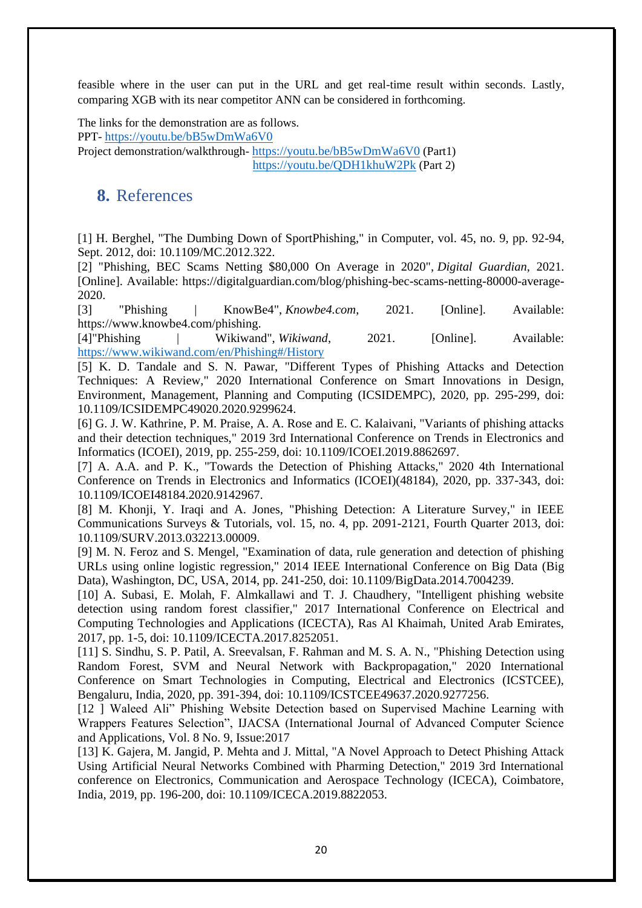feasible where in the user can put in the URL and get real-time result within seconds. Lastly, comparing XGB with its near competitor ANN can be considered in forthcoming.

The links for the demonstration are as follows.
PPT- https://youtu.be/bB5wDmWa6V0
Project demonstration/walkthrough- https://youtu.be/bB5wDmWa6V0 (Part1)
https://youtu.be/QDH1khuW2Pk (Part 2)

## 8. References

[1] H. Berghel, "The Dumbing Down of SportPhishing," in Computer, vol. 45, no. 9, pp. 92-94, Sept. 2012, doi: 10.1109/MC.2012.322.

[2] "Phishing, BEC Scams Netting $80,000 On Average in 2020", *Digital Guardian*, 2021. [Online]. Available: https://digitalguardian.com/blog/phishing-bec-scams-netting-80000-average-2020.

[3] "Phishing | KnowBe4", *Knowbe4.com*, 2021. [Online]. Available: https://www.knowbe4.com/phishing.

[4]"Phishing | Wikiwand", *Wikiwand*, 2021. [Online]. Available: https://www.wikiwand.com/en/Phishing#/History

[5] K. D. Tandale and S. N. Pawar, "Different Types of Phishing Attacks and Detection Techniques: A Review," 2020 International Conference on Smart Innovations in Design, Environment, Management, Planning and Computing (ICSIDEMPC), 2020, pp. 295-299, doi: 10.1109/ICSIDEMPC49020.2020.9299624.

[6] G. J. W. Kathrine, P. M. Praise, A. A. Rose and E. C. Kalaivani, "Variants of phishing attacks and their detection techniques," 2019 3rd International Conference on Trends in Electronics and Informatics (ICOEI), 2019, pp. 255-259, doi: 10.1109/ICOEI.2019.8862697.

[7] A. A.A. and P. K., "Towards the Detection of Phishing Attacks," 2020 4th International Conference on Trends in Electronics and Informatics (ICOEI)(48184), 2020, pp. 337-343, doi: 10.1109/ICOEI48184.2020.9142967.

[8] M. Khonji, Y. Iraqi and A. Jones, "Phishing Detection: A Literature Survey," in IEEE Communications Surveys & Tutorials, vol. 15, no. 4, pp. 2091-2121, Fourth Quarter 2013, doi: 10.1109/SURV.2013.032213.00009.

[9] M. N. Feroz and S. Mengel, "Examination of data, rule generation and detection of phishing URLs using online logistic regression," 2014 IEEE International Conference on Big Data (Big Data), Washington, DC, USA, 2014, pp. 241-250, doi: 10.1109/BigData.2014.7004239.

[10] A. Subasi, E. Molah, F. Almkallawi and T. J. Chaudhery, "Intelligent phishing website detection using random forest classifier," 2017 International Conference on Electrical and Computing Technologies and Applications (ICECTA), Ras Al Khaimah, United Arab Emirates, 2017, pp. 1-5, doi: 10.1109/ICECTA.2017.8252051.

[11] S. Sindhu, S. P. Patil, A. Sreevalsan, F. Rahman and M. S. A. N., "Phishing Detection using Random Forest, SVM and Neural Network with Backpropagation," 2020 International Conference on Smart Technologies in Computing, Electrical and Electronics (ICSTCEE), Bengaluru, India, 2020, pp. 391-394, doi: 10.1109/ICSTCEE49637.2020.9277256.

[12 ] Waleed Ali" Phishing Website Detection based on Supervised Machine Learning with Wrappers Features Selection", IJACSA (International Journal of Advanced Computer Science and Applications, Vol. 8 No. 9, Issue:2017

[13] K. Gajera, M. Jangid, P. Mehta and J. Mittal, "A Novel Approach to Detect Phishing Attack Using Artificial Neural Networks Combined with Pharming Detection," 2019 3rd International conference on Electronics, Communication and Aerospace Technology (ICECA), Coimbatore, India, 2019, pp. 196-200, doi: 10.1109/ICECA.2019.8822053.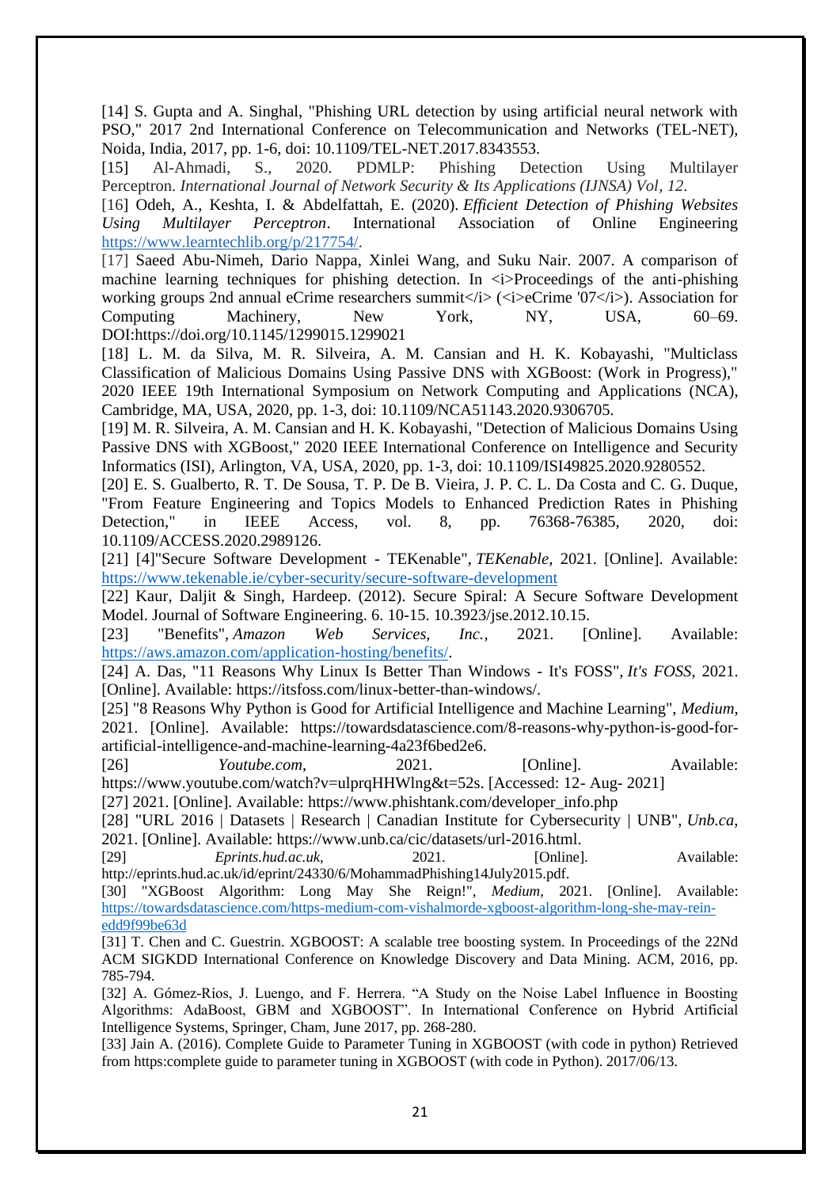[14] S. Gupta and A. Singhal, "Phishing URL detection by using artificial neural network with PSO," 2017 2nd International Conference on Telecommunication and Networks (TEL-NET), Noida, India, 2017, pp. 1-6, doi: 10.1109/TEL-NET.2017.8343553.

[15] Al-Ahmadi, S., 2020. PDMLP: Phishing Detection Using Multilayer Perceptron. *International Journal of Network Security & Its Applications (IJNSA) Vol*, *12*.

[16] Odeh, A., Keshta, I. & Abdelfattah, E. (2020). *Efficient Detection of Phishing Websites Using Multilayer Perceptron*. International Association of Online Engineering https://www.learntechlib.org/p/217754/.

[17] Saeed Abu-Nimeh, Dario Nappa, Xinlei Wang, and Suku Nair. 2007. A comparison of machine learning techniques for phishing detection. In <i>Proceedings of the anti-phishing working groups 2nd annual eCrime researchers summit</i> (<i>eCrime '07</i>). Association for Computing Machinery, New York, NY, USA, 60–69. DOI:https://doi.org/10.1145/1299015.1299021

[18] L. M. da Silva, M. R. Silveira, A. M. Cansian and H. K. Kobayashi, "Multiclass Classification of Malicious Domains Using Passive DNS with XGBoost: (Work in Progress)," 2020 IEEE 19th International Symposium on Network Computing and Applications (NCA), Cambridge, MA, USA, 2020, pp. 1-3, doi: 10.1109/NCA51143.2020.9306705.

[19] M. R. Silveira, A. M. Cansian and H. K. Kobayashi, "Detection of Malicious Domains Using Passive DNS with XGBoost," 2020 IEEE International Conference on Intelligence and Security Informatics (ISI), Arlington, VA, USA, 2020, pp. 1-3, doi: 10.1109/ISI49825.2020.9280552.

[20] E. S. Gualberto, R. T. De Sousa, T. P. De B. Vieira, J. P. C. L. Da Costa and C. G. Duque, "From Feature Engineering and Topics Models to Enhanced Prediction Rates in Phishing Detection," in IEEE Access, vol. 8, pp. 76368-76385, 2020, doi: 10.1109/ACCESS.2020.2989126.

[21] [4]"Secure Software Development - TEKenable", *TEKenable*, 2021. [Online]. Available: https://www.tekenable.ie/cyber-security/secure-software-development

[22] Kaur, Daljit & Singh, Hardeep. (2012). Secure Spiral: A Secure Software Development Model. Journal of Software Engineering. 6. 10-15. 10.3923/jse.2012.10.15.

[23] "Benefits", *Amazon Web Services, Inc.*, 2021. [Online]. Available: https://aws.amazon.com/application-hosting/benefits/.

[24] A. Das, "11 Reasons Why Linux Is Better Than Windows - It's FOSS", *It's FOSS*, 2021. [Online]. Available: https://itsfoss.com/linux-better-than-windows/.

[25] "8 Reasons Why Python is Good for Artificial Intelligence and Machine Learning", *Medium*, 2021. [Online]. Available: https://towardsdatascience.com/8-reasons-why-python-is-good-for-artificial-intelligence-and-machine-learning-4a23f6bed2e6.

[26] *Youtube.com*, 2021. [Online]. Available: https://www.youtube.com/watch?v=ulprqHHWlng&t=52s. [Accessed: 12- Aug- 2021]

[27] 2021. [Online]. Available: https://www.phishtank.com/developer_info.php

[28] "URL 2016 | Datasets | Research | Canadian Institute for Cybersecurity | UNB", *Unb.ca*, 2021. [Online]. Available: https://www.unb.ca/cic/datasets/url-2016.html.

[29] *Eprints.hud.ac.uk*, 2021. [Online]. Available: http://eprints.hud.ac.uk/id/eprint/24330/6/MohammadPhishing14July2015.pdf.

[30] "XGBoost Algorithm: Long May She Reign!", *Medium*, 2021. [Online]. Available: https://towardsdatascience.com/https-medium-com-vishalmorde-xgboost-algorithm-long-she-may-rein-edd9f99be63d

[31] T. Chen and C. Guestrin. XGBOOST: A scalable tree boosting system. In Proceedings of the 22Nd ACM SIGKDD International Conference on Knowledge Discovery and Data Mining. ACM, 2016, pp. 785-794.

[32] A. Gómez-Ríos, J. Luengo, and F. Herrera. "A Study on the Noise Label Influence in Boosting Algorithms: AdaBoost, GBM and XGBOOST". In International Conference on Hybrid Artificial Intelligence Systems, Springer, Cham, June 2017, pp. 268-280.

[33] Jain A. (2016). Complete Guide to Parameter Tuning in XGBOOST (with code in python) Retrieved from https:complete guide to parameter tuning in XGBOOST (with code in Python). 2017/06/13.